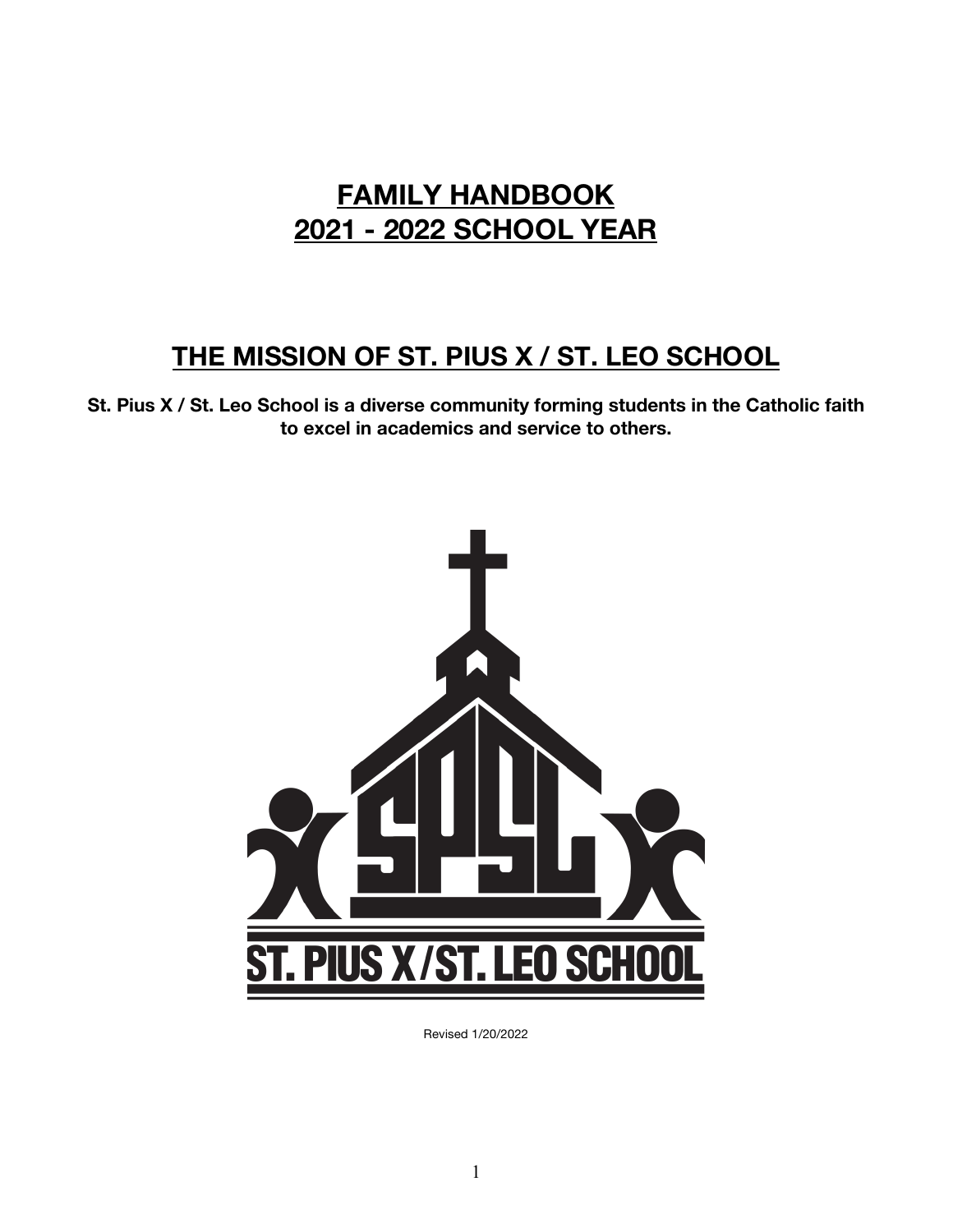# FAMILY HANDBOOK
# 2021 - 2022 SCHOOL YEAR

## THE MISSION OF ST. PIUS X / ST. LEO SCHOOL

**St. Pius X / St. Leo School is a diverse community forming students in the Catholic faith to excel in academics and service to others.**

Revised 1/20/2022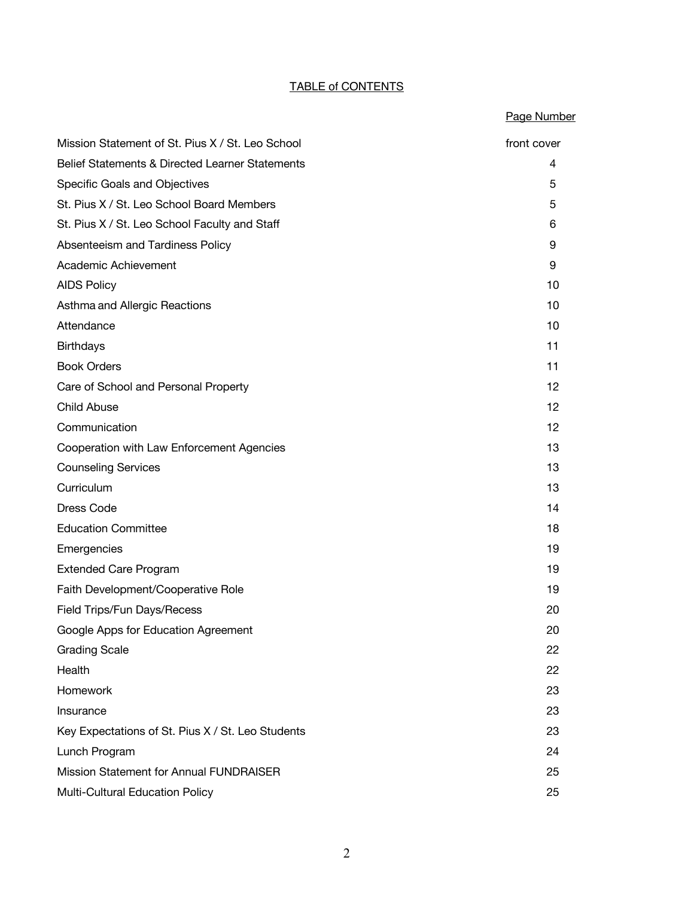# TABLE of CONTENTS

| | Page Number |
|---|---|
| Mission Statement of St. Pius X / St. Leo School | front cover |
| Belief Statements & Directed Learner Statements | 4 |
| Specific Goals and Objectives | 5 |
| St. Pius X / St. Leo School Board Members | 5 |
| St. Pius X / St. Leo School Faculty and Staff | 6 |
| Absenteeism and Tardiness Policy | 9 |
| Academic Achievement | 9 |
| AIDS Policy | 10 |
| Asthma and Allergic Reactions | 10 |
| Attendance | 10 |
| Birthdays | 11 |
| Book Orders | 11 |
| Care of School and Personal Property | 12 |
| Child Abuse | 12 |
| Communication | 12 |
| Cooperation with Law Enforcement Agencies | 13 |
| Counseling Services | 13 |
| Curriculum | 13 |
| Dress Code | 14 |
| Education Committee | 18 |
| Emergencies | 19 |
| Extended Care Program | 19 |
| Faith Development/Cooperative Role | 19 |
| Field Trips/Fun Days/Recess | 20 |
| Google Apps for Education Agreement | 20 |
| Grading Scale | 22 |
| Health | 22 |
| Homework | 23 |
| Insurance | 23 |
| Key Expectations of St. Pius X / St. Leo Students | 23 |
| Lunch Program | 24 |
| Mission Statement for Annual FUNDRAISER | 25 |
| Multi-Cultural Education Policy | 25 |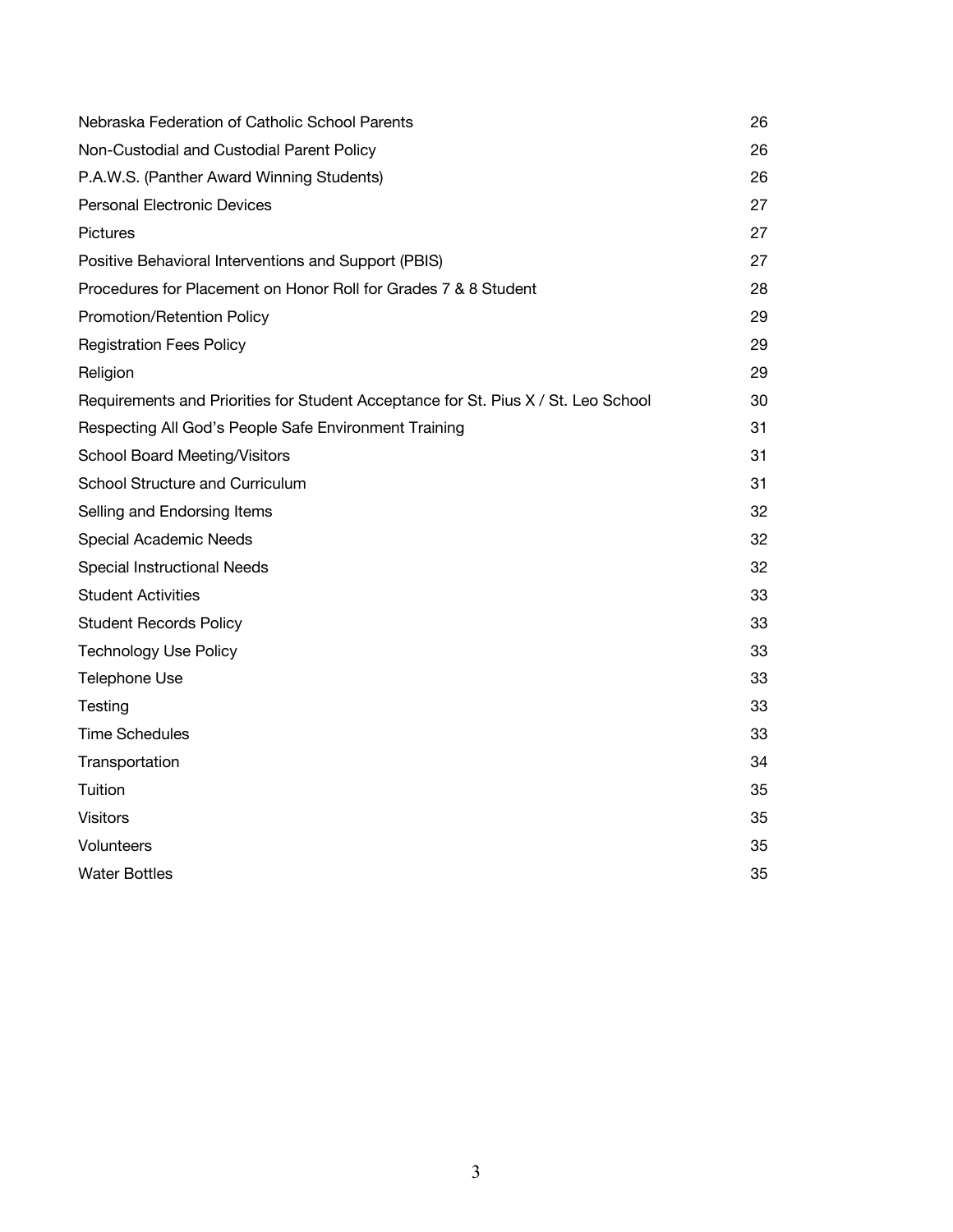| | |
|---|---|
| Nebraska Federation of Catholic School Parents | 26 |
| Non-Custodial and Custodial Parent Policy | 26 |
| P.A.W.S. (Panther Award Winning Students) | 26 |
| Personal Electronic Devices | 27 |
| Pictures | 27 |
| Positive Behavioral Interventions and Support (PBIS) | 27 |
| Procedures for Placement on Honor Roll for Grades 7 & 8 Student | 28 |
| Promotion/Retention Policy | 29 |
| Registration Fees Policy | 29 |
| Religion | 29 |
| Requirements and Priorities for Student Acceptance for St. Pius X / St. Leo School | 30 |
| Respecting All God's People Safe Environment Training | 31 |
| School Board Meeting/Visitors | 31 |
| School Structure and Curriculum | 31 |
| Selling and Endorsing Items | 32 |
| Special Academic Needs | 32 |
| Special Instructional Needs | 32 |
| Student Activities | 33 |
| Student Records Policy | 33 |
| Technology Use Policy | 33 |
| Telephone Use | 33 |
| Testing | 33 |
| Time Schedules | 33 |
| Transportation | 34 |
| Tuition | 35 |
| Visitors | 35 |
| Volunteers | 35 |
| Water Bottles | 35 |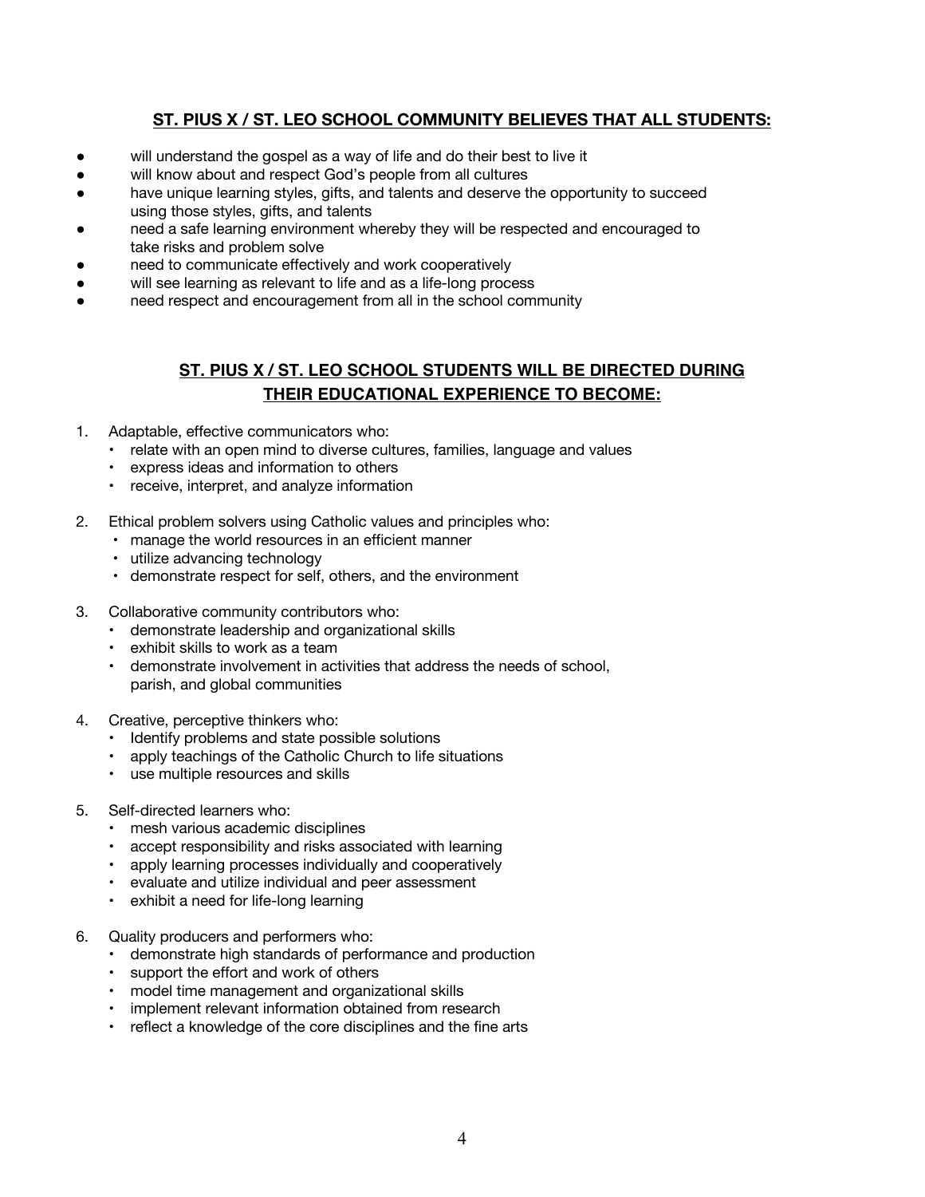## **ST. PIUS X / ST. LEO SCHOOL COMMUNITY BELIEVES THAT ALL STUDENTS:**

- will understand the gospel as a way of life and do their best to live it
- will know about and respect God's people from all cultures
- have unique learning styles, gifts, and talents and deserve the opportunity to succeed using those styles, gifts, and talents
- need a safe learning environment whereby they will be respected and encouraged to take risks and problem solve
- need to communicate effectively and work cooperatively
- will see learning as relevant to life and as a life-long process
- need respect and encouragement from all in the school community

## **ST. PIUS X / ST. LEO SCHOOL STUDENTS WILL BE DIRECTED DURING THEIR EDUCATIONAL EXPERIENCE TO BECOME:**

1. Adaptable, effective communicators who:
   - relate with an open mind to diverse cultures, families, language and values
   - express ideas and information to others
   - receive, interpret, and analyze information

2. Ethical problem solvers using Catholic values and principles who:
   - manage the world resources in an efficient manner
   - utilize advancing technology
   - demonstrate respect for self, others, and the environment

3. Collaborative community contributors who:
   - demonstrate leadership and organizational skills
   - exhibit skills to work as a team
   - demonstrate involvement in activities that address the needs of school, parish, and global communities

4. Creative, perceptive thinkers who:
   - Identify problems and state possible solutions
   - apply teachings of the Catholic Church to life situations
   - use multiple resources and skills

5. Self-directed learners who:
   - mesh various academic disciplines
   - accept responsibility and risks associated with learning
   - apply learning processes individually and cooperatively
   - evaluate and utilize individual and peer assessment
   - exhibit a need for life-long learning

6. Quality producers and performers who:
   - demonstrate high standards of performance and production
   - support the effort and work of others
   - model time management and organizational skills
   - implement relevant information obtained from research
   - reflect a knowledge of the core disciplines and the fine arts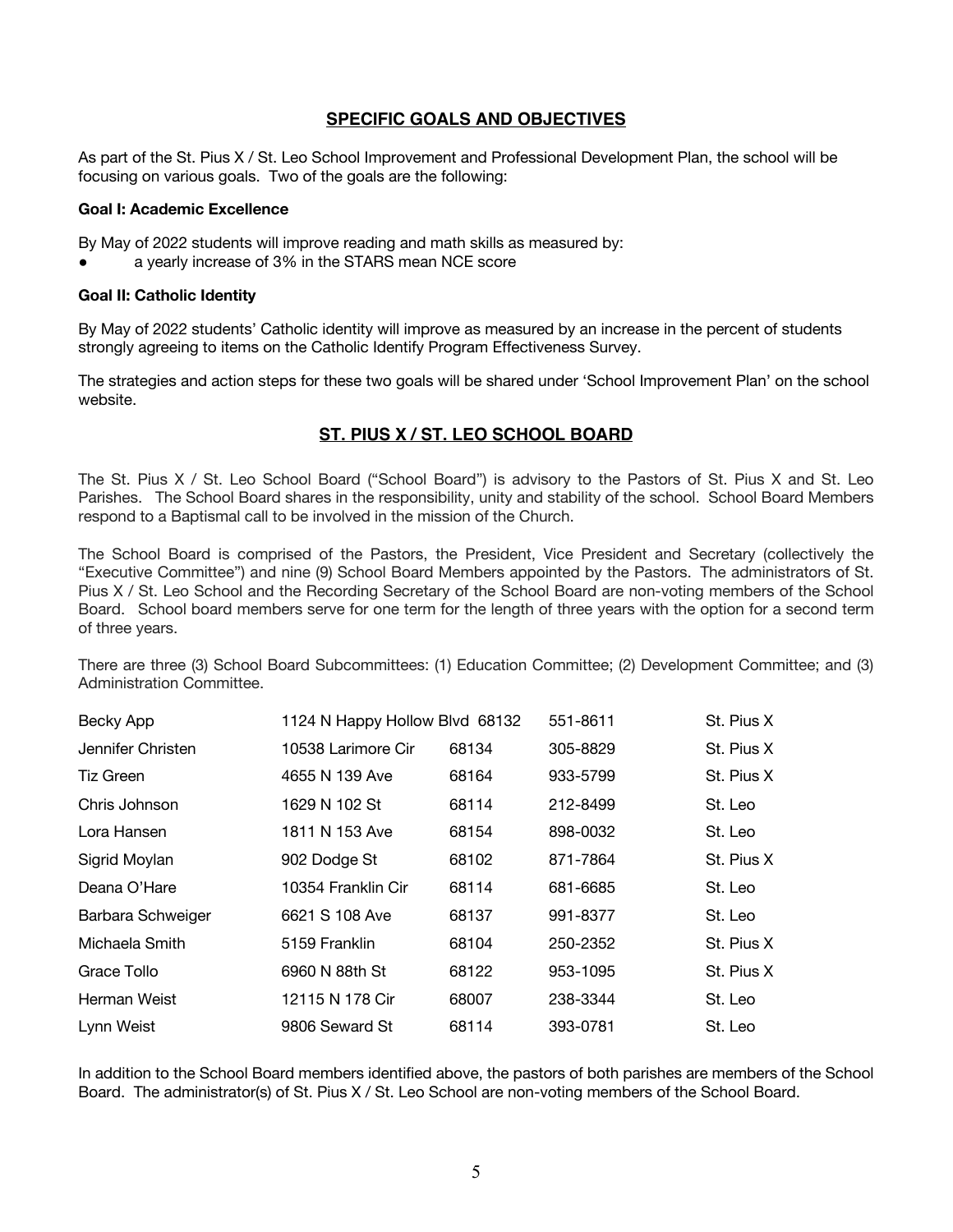## SPECIFIC GOALS AND OBJECTIVES

As part of the St. Pius X / St. Leo School Improvement and Professional Development Plan, the school will be focusing on various goals. Two of the goals are the following:

**Goal I: Academic Excellence**

By May of 2022 students will improve reading and math skills as measured by:

- a yearly increase of 3% in the STARS mean NCE score

**Goal II: Catholic Identity**

By May of 2022 students' Catholic identity will improve as measured by an increase in the percent of students strongly agreeing to items on the Catholic Identify Program Effectiveness Survey.

The strategies and action steps for these two goals will be shared under 'School Improvement Plan' on the school website.

## ST. PIUS X / ST. LEO SCHOOL BOARD

The St. Pius X / St. Leo School Board ("School Board") is advisory to the Pastors of St. Pius X and St. Leo Parishes. The School Board shares in the responsibility, unity and stability of the school. School Board Members respond to a Baptismal call to be involved in the mission of the Church.

The School Board is comprised of the Pastors, the President, Vice President and Secretary (collectively the "Executive Committee") and nine (9) School Board Members appointed by the Pastors. The administrators of St. Pius X / St. Leo School and the Recording Secretary of the School Board are non-voting members of the School Board. School board members serve for one term for the length of three years with the option for a second term of three years.

There are three (3) School Board Subcommittees: (1) Education Committee; (2) Development Committee; and (3) Administration Committee.

| | | | | |
|---|---|---|---|---|
| Becky App | 1124 N Happy Hollow Blvd | 68132 | 551-8611 | St. Pius X |
| Jennifer Christen | 10538 Larimore Cir | 68134 | 305-8829 | St. Pius X |
| Tiz Green | 4655 N 139 Ave | 68164 | 933-5799 | St. Pius X |
| Chris Johnson | 1629 N 102 St | 68114 | 212-8499 | St. Leo |
| Lora Hansen | 1811 N 153 Ave | 68154 | 898-0032 | St. Leo |
| Sigrid Moylan | 902 Dodge St | 68102 | 871-7864 | St. Pius X |
| Deana O'Hare | 10354 Franklin Cir | 68114 | 681-6685 | St. Leo |
| Barbara Schweiger | 6621 S 108 Ave | 68137 | 991-8377 | St. Leo |
| Michaela Smith | 5159 Franklin | 68104 | 250-2352 | St. Pius X |
| Grace Tollo | 6960 N 88th St | 68122 | 953-1095 | St. Pius X |
| Herman Weist | 12115 N 178 Cir | 68007 | 238-3344 | St. Leo |
| Lynn Weist | 9806 Seward St | 68114 | 393-0781 | St. Leo |

In addition to the School Board members identified above, the pastors of both parishes are members of the School Board. The administrator(s) of St. Pius X / St. Leo School are non-voting members of the School Board.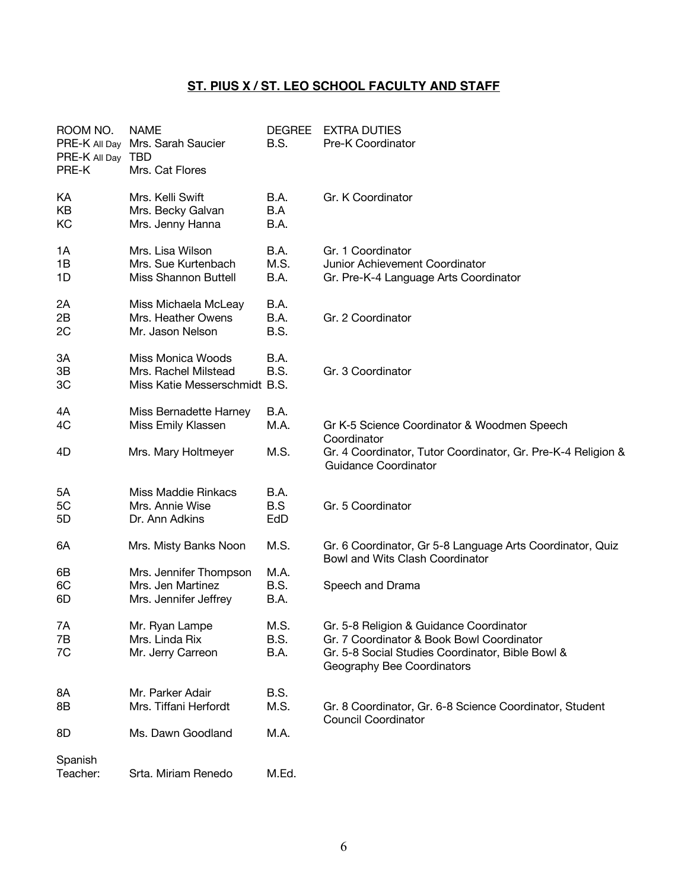## ST. PIUS X / ST. LEO SCHOOL FACULTY AND STAFF

| ROOM NO. | NAME | DEGREE | EXTRA DUTIES |
|---|---|---|---|
| PRE-K All Day | Mrs. Sarah Saucier | B.S. | Pre-K Coordinator |
| PRE-K All Day | TBD | | |
| PRE-K | Mrs. Cat Flores | | |
| KA | Mrs. Kelli Swift | B.A. | Gr. K Coordinator |
| KB | Mrs. Becky Galvan | B.A | |
| KC | Mrs. Jenny Hanna | B.A. | |
| 1A | Mrs. Lisa Wilson | B.A. | Gr. 1 Coordinator |
| 1B | Mrs. Sue Kurtenbach | M.S. | Junior Achievement Coordinator |
| 1D | Miss Shannon Buttell | B.A. | Gr. Pre-K-4 Language Arts Coordinator |
| 2A | Miss Michaela McLeay | B.A. | |
| 2B | Mrs. Heather Owens | B.A. | Gr. 2 Coordinator |
| 2C | Mr. Jason Nelson | B.S. | |
| 3A | Miss Monica Woods | B.A. | |
| 3B | Mrs. Rachel Milstead | B.S. | Gr. 3 Coordinator |
| 3C | Miss Katie Messerschmidt | B.S. | |
| 4A | Miss Bernadette Harney | B.A. | |
| 4C | Miss Emily Klassen | M.A. | Gr K-5 Science Coordinator & Woodmen Speech Coordinator |
| 4D | Mrs. Mary Holtmeyer | M.S. | Gr. 4 Coordinator, Tutor Coordinator, Gr. Pre-K-4 Religion & Guidance Coordinator |
| 5A | Miss Maddie Rinkacs | B.A. | |
| 5C | Mrs. Annie Wise | B.S | Gr. 5 Coordinator |
| 5D | Dr. Ann Adkins | EdD | |
| 6A | Mrs. Misty Banks Noon | M.S. | Gr. 6 Coordinator, Gr 5-8 Language Arts Coordinator, Quiz Bowl and Wits Clash Coordinator |
| 6B | Mrs. Jennifer Thompson | M.A. | |
| 6C | Mrs. Jen Martinez | B.S. | Speech and Drama |
| 6D | Mrs. Jennifer Jeffrey | B.A. | |
| 7A | Mr. Ryan Lampe | M.S. | Gr. 5-8 Religion & Guidance Coordinator |
| 7B | Mrs. Linda Rix | B.S. | Gr. 7 Coordinator & Book Bowl Coordinator |
| 7C | Mr. Jerry Carreon | B.A. | Gr. 5-8 Social Studies Coordinator, Bible Bowl & Geography Bee Coordinators |
| 8A | Mr. Parker Adair | B.S. | |
| 8B | Mrs. Tiffani Herfordt | M.S. | Gr. 8 Coordinator, Gr. 6-8 Science Coordinator, Student Council Coordinator |
| 8D | Ms. Dawn Goodland | M.A. | |
| Spanish Teacher: | Srta. Miriam Renedo | M.Ed. | |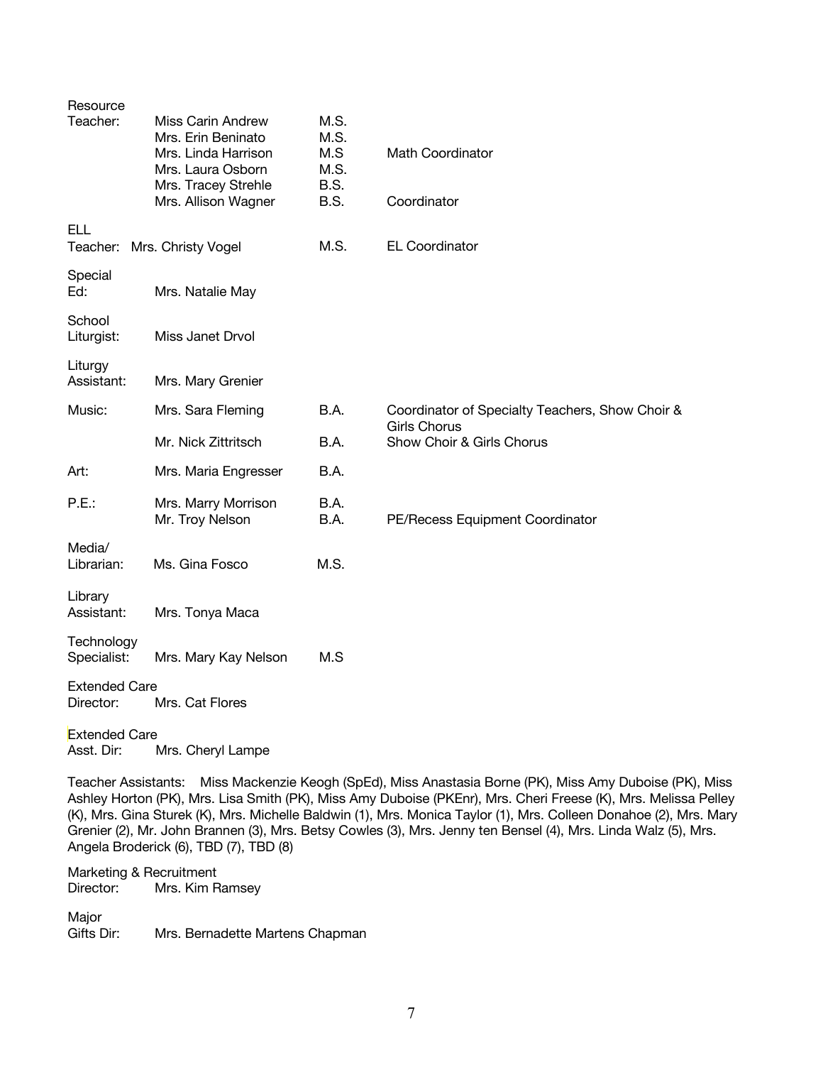| | | | |
|---|---|---|---|
| Resource Teacher: | Miss Carin Andrew | M.S. | |
| | Mrs. Erin Beninato | M.S. | |
| | Mrs. Linda Harrison | M.S | Math Coordinator |
| | Mrs. Laura Osborn | M.S. | |
| | Mrs. Tracey Strehle | B.S. | |
| | Mrs. Allison Wagner | B.S. | Coordinator |
| ELL Teacher: | Mrs. Christy Vogel | M.S. | EL Coordinator |
| Special Ed: | Mrs. Natalie May | | |
| School Liturgist: | Miss Janet Drvol | | |
| Liturgy Assistant: | Mrs. Mary Grenier | | |
| Music: | Mrs. Sara Fleming | B.A. | Coordinator of Specialty Teachers, Show Choir & Girls Chorus |
| | Mr. Nick Zittritsch | B.A. | Show Choir & Girls Chorus |
| Art: | Mrs. Maria Engresser | B.A. | |
| P.E.: | Mrs. Marry Morrison | B.A. | |
| | Mr. Troy Nelson | B.A. | PE/Recess Equipment Coordinator |
| Media/ Librarian: | Ms. Gina Fosco | M.S. | |
| Library Assistant: | Mrs. Tonya Maca | | |
| Technology Specialist: | Mrs. Mary Kay Nelson | M.S | |
| Extended Care Director: | Mrs. Cat Flores | | |
| Extended Care Asst. Dir: | Mrs. Cheryl Lampe | | |

Teacher Assistants: Miss Mackenzie Keogh (SpEd), Miss Anastasia Borne (PK), Miss Amy Duboise (PK), Miss Ashley Horton (PK), Mrs. Lisa Smith (PK), Miss Amy Duboise (PKEnr), Mrs. Cheri Freese (K), Mrs. Melissa Pelley (K), Mrs. Gina Sturek (K), Mrs. Michelle Baldwin (1), Mrs. Monica Taylor (1), Mrs. Colleen Donahoe (2), Mrs. Mary Grenier (2), Mr. John Brannen (3), Mrs. Betsy Cowles (3), Mrs. Jenny ten Bensel (4), Mrs. Linda Walz (5), Mrs. Angela Broderick (6), TBD (7), TBD (8)

| | |
|---|---|
| Marketing & Recruitment Director: | Mrs. Kim Ramsey |
| Major Gifts Dir: | Mrs. Bernadette Martens Chapman |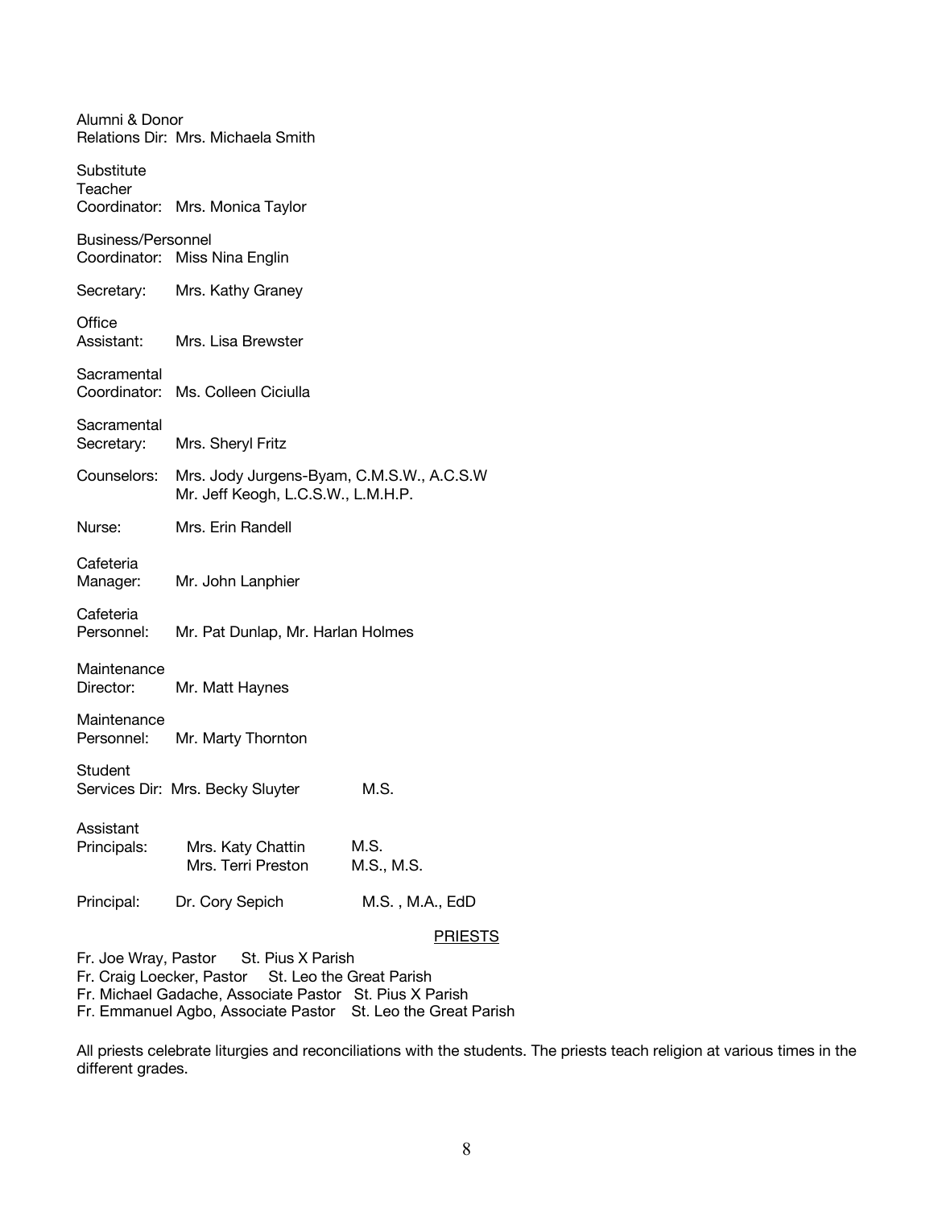Alumni & Donor Relations Dir: Mrs. Michaela Smith

Substitute Teacher Coordinator: Mrs. Monica Taylor

Business/Personnel Coordinator: Miss Nina Englin

Secretary: Mrs. Kathy Graney

Office Assistant: Mrs. Lisa Brewster

Sacramental Coordinator: Ms. Colleen Ciciulla

Sacramental Secretary: Mrs. Sheryl Fritz

Counselors: Mrs. Jody Jurgens-Byam, C.M.S.W., A.C.S.W
Mr. Jeff Keogh, L.C.S.W., L.M.H.P.

Nurse: Mrs. Erin Randell

Cafeteria Manager: Mr. John Lanphier

Cafeteria Personnel: Mr. Pat Dunlap, Mr. Harlan Holmes

Maintenance Director: Mr. Matt Haynes

Maintenance Personnel: Mr. Marty Thornton

Student Services Dir: Mrs. Becky Sluyter M.S.

Assistant Principals: Mrs. Katy Chattin M.S.
Mrs. Terri Preston M.S., M.S.

Principal: Dr. Cory Sepich M.S. , M.A., EdD

## PRIESTS

Fr. Joe Wray, Pastor St. Pius X Parish
Fr. Craig Loecker, Pastor St. Leo the Great Parish
Fr. Michael Gadache, Associate Pastor St. Pius X Parish
Fr. Emmanuel Agbo, Associate Pastor St. Leo the Great Parish

All priests celebrate liturgies and reconciliations with the students. The priests teach religion at various times in the different grades.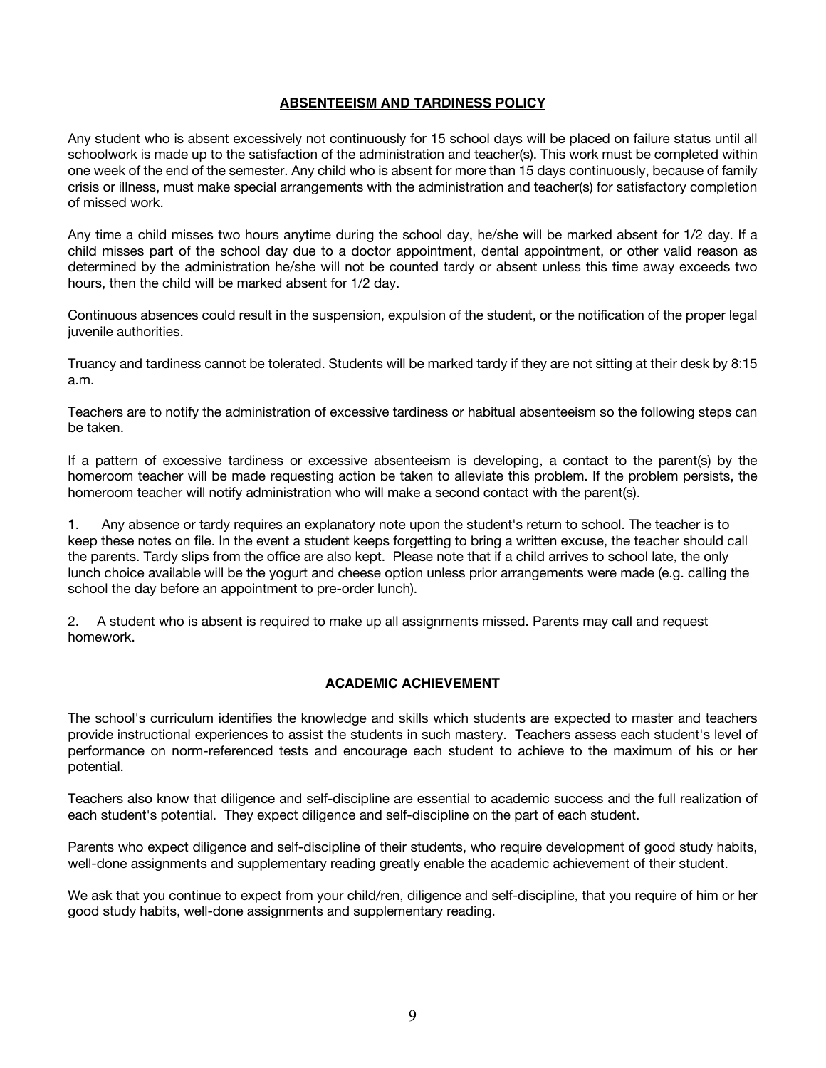## **ABSENTEEISM AND TARDINESS POLICY**

Any student who is absent excessively not continuously for 15 school days will be placed on failure status until all schoolwork is made up to the satisfaction of the administration and teacher(s). This work must be completed within one week of the end of the semester. Any child who is absent for more than 15 days continuously, because of family crisis or illness, must make special arrangements with the administration and teacher(s) for satisfactory completion of missed work.

Any time a child misses two hours anytime during the school day, he/she will be marked absent for 1/2 day. If a child misses part of the school day due to a doctor appointment, dental appointment, or other valid reason as determined by the administration he/she will not be counted tardy or absent unless this time away exceeds two hours, then the child will be marked absent for 1/2 day.

Continuous absences could result in the suspension, expulsion of the student, or the notification of the proper legal juvenile authorities.

Truancy and tardiness cannot be tolerated. Students will be marked tardy if they are not sitting at their desk by 8:15 a.m.

Teachers are to notify the administration of excessive tardiness or habitual absenteeism so the following steps can be taken.

If a pattern of excessive tardiness or excessive absenteeism is developing, a contact to the parent(s) by the homeroom teacher will be made requesting action be taken to alleviate this problem. If the problem persists, the homeroom teacher will notify administration who will make a second contact with the parent(s).

1. Any absence or tardy requires an explanatory note upon the student's return to school. The teacher is to keep these notes on file. In the event a student keeps forgetting to bring a written excuse, the teacher should call the parents. Tardy slips from the office are also kept. Please note that if a child arrives to school late, the only lunch choice available will be the yogurt and cheese option unless prior arrangements were made (e.g. calling the school the day before an appointment to pre-order lunch).

2. A student who is absent is required to make up all assignments missed. Parents may call and request homework.

## **ACADEMIC ACHIEVEMENT**

The school's curriculum identifies the knowledge and skills which students are expected to master and teachers provide instructional experiences to assist the students in such mastery. Teachers assess each student's level of performance on norm-referenced tests and encourage each student to achieve to the maximum of his or her potential.

Teachers also know that diligence and self-discipline are essential to academic success and the full realization of each student's potential. They expect diligence and self-discipline on the part of each student.

Parents who expect diligence and self-discipline of their students, who require development of good study habits, well-done assignments and supplementary reading greatly enable the academic achievement of their student.

We ask that you continue to expect from your child/ren, diligence and self-discipline, that you require of him or her good study habits, well-done assignments and supplementary reading.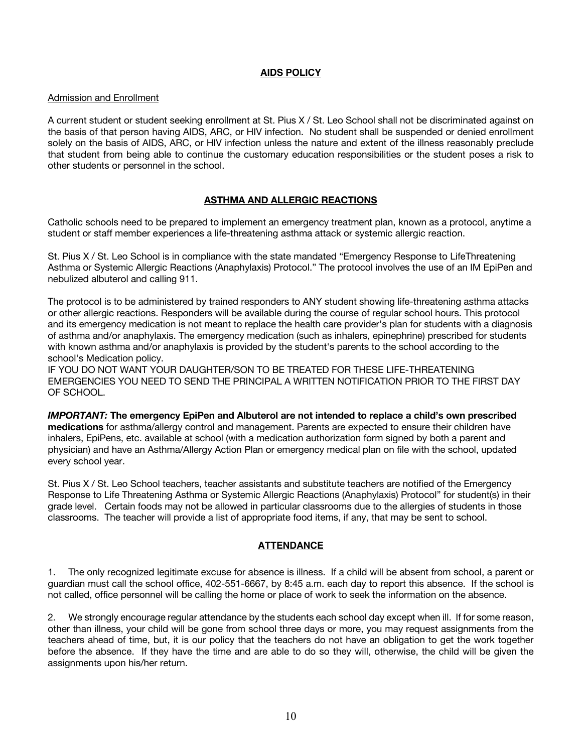## AIDS POLICY

Admission and Enrollment

A current student or student seeking enrollment at St. Pius X / St. Leo School shall not be discriminated against on the basis of that person having AIDS, ARC, or HIV infection. No student shall be suspended or denied enrollment solely on the basis of AIDS, ARC, or HIV infection unless the nature and extent of the illness reasonably preclude that student from being able to continue the customary education responsibilities or the student poses a risk to other students or personnel in the school.

## ASTHMA AND ALLERGIC REACTIONS

Catholic schools need to be prepared to implement an emergency treatment plan, known as a protocol, anytime a student or staff member experiences a life-threatening asthma attack or systemic allergic reaction.

St. Pius X / St. Leo School is in compliance with the state mandated "Emergency Response to LifeThreatening Asthma or Systemic Allergic Reactions (Anaphylaxis) Protocol." The protocol involves the use of an IM EpiPen and nebulized albuterol and calling 911.

The protocol is to be administered by trained responders to ANY student showing life-threatening asthma attacks or other allergic reactions. Responders will be available during the course of regular school hours. This protocol and its emergency medication is not meant to replace the health care provider's plan for students with a diagnosis of asthma and/or anaphylaxis. The emergency medication (such as inhalers, epinephrine) prescribed for students with known asthma and/or anaphylaxis is provided by the student's parents to the school according to the school's Medication policy.
IF YOU DO NOT WANT YOUR DAUGHTER/SON TO BE TREATED FOR THESE LIFE-THREATENING EMERGENCIES YOU NEED TO SEND THE PRINCIPAL A WRITTEN NOTIFICATION PRIOR TO THE FIRST DAY OF SCHOOL.

***IMPORTANT:*** **The emergency EpiPen and Albuterol are not intended to replace a child's own prescribed medications** for asthma/allergy control and management. Parents are expected to ensure their children have inhalers, EpiPens, etc. available at school (with a medication authorization form signed by both a parent and physician) and have an Asthma/Allergy Action Plan or emergency medical plan on file with the school, updated every school year.

St. Pius X / St. Leo School teachers, teacher assistants and substitute teachers are notified of the Emergency Response to Life Threatening Asthma or Systemic Allergic Reactions (Anaphylaxis) Protocol" for student(s) in their grade level. Certain foods may not be allowed in particular classrooms due to the allergies of students in those classrooms. The teacher will provide a list of appropriate food items, if any, that may be sent to school.

## ATTENDANCE

1. The only recognized legitimate excuse for absence is illness. If a child will be absent from school, a parent or guardian must call the school office, 402-551-6667, by 8:45 a.m. each day to report this absence. If the school is not called, office personnel will be calling the home or place of work to seek the information on the absence.

2. We strongly encourage regular attendance by the students each school day except when ill. If for some reason, other than illness, your child will be gone from school three days or more, you may request assignments from the teachers ahead of time, but, it is our policy that the teachers do not have an obligation to get the work together before the absence. If they have the time and are able to do so they will, otherwise, the child will be given the assignments upon his/her return.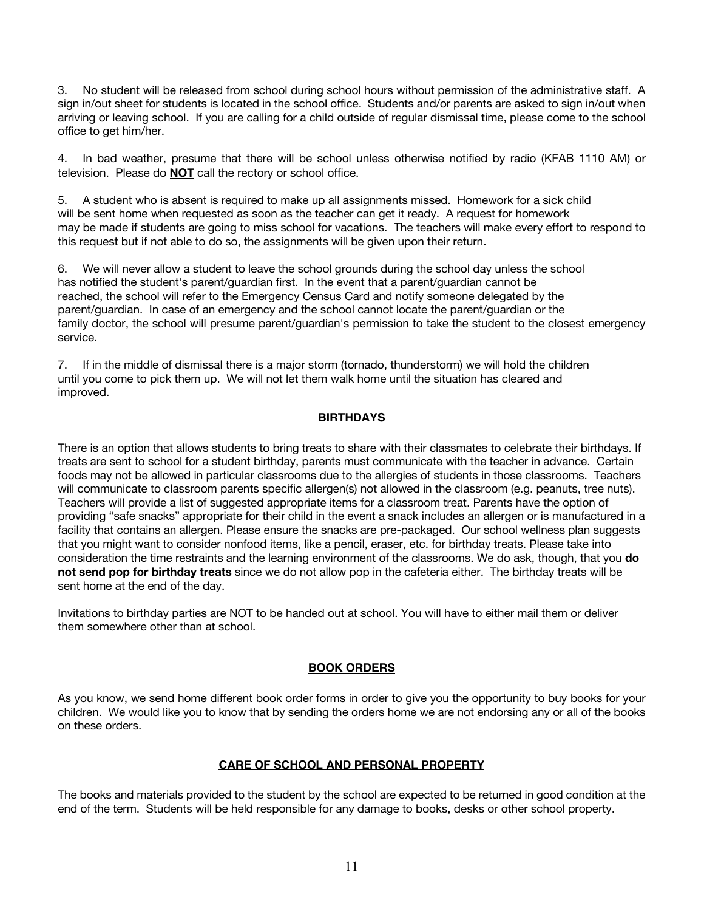3. No student will be released from school during school hours without permission of the administrative staff. A sign in/out sheet for students is located in the school office. Students and/or parents are asked to sign in/out when arriving or leaving school. If you are calling for a child outside of regular dismissal time, please come to the school office to get him/her.

4. In bad weather, presume that there will be school unless otherwise notified by radio (KFAB 1110 AM) or television. Please do **NOT** call the rectory or school office.

5. A student who is absent is required to make up all assignments missed. Homework for a sick child will be sent home when requested as soon as the teacher can get it ready. A request for homework may be made if students are going to miss school for vacations. The teachers will make every effort to respond to this request but if not able to do so, the assignments will be given upon their return.

6. We will never allow a student to leave the school grounds during the school day unless the school has notified the student's parent/guardian first. In the event that a parent/guardian cannot be reached, the school will refer to the Emergency Census Card and notify someone delegated by the parent/guardian. In case of an emergency and the school cannot locate the parent/guardian or the family doctor, the school will presume parent/guardian's permission to take the student to the closest emergency service.

7. If in the middle of dismissal there is a major storm (tornado, thunderstorm) we will hold the children until you come to pick them up. We will not let them walk home until the situation has cleared and improved.

## BIRTHDAYS

There is an option that allows students to bring treats to share with their classmates to celebrate their birthdays. If treats are sent to school for a student birthday, parents must communicate with the teacher in advance. Certain foods may not be allowed in particular classrooms due to the allergies of students in those classrooms. Teachers will communicate to classroom parents specific allergen(s) not allowed in the classroom (e.g. peanuts, tree nuts). Teachers will provide a list of suggested appropriate items for a classroom treat. Parents have the option of providing "safe snacks" appropriate for their child in the event a snack includes an allergen or is manufactured in a facility that contains an allergen. Please ensure the snacks are pre-packaged. Our school wellness plan suggests that you might want to consider nonfood items, like a pencil, eraser, etc. for birthday treats. Please take into consideration the time restraints and the learning environment of the classrooms. We do ask, though, that you **do not send pop for birthday treats** since we do not allow pop in the cafeteria either. The birthday treats will be sent home at the end of the day.

Invitations to birthday parties are NOT to be handed out at school. You will have to either mail them or deliver them somewhere other than at school.

## BOOK ORDERS

As you know, we send home different book order forms in order to give you the opportunity to buy books for your children. We would like you to know that by sending the orders home we are not endorsing any or all of the books on these orders.

## CARE OF SCHOOL AND PERSONAL PROPERTY

The books and materials provided to the student by the school are expected to be returned in good condition at the end of the term. Students will be held responsible for any damage to books, desks or other school property.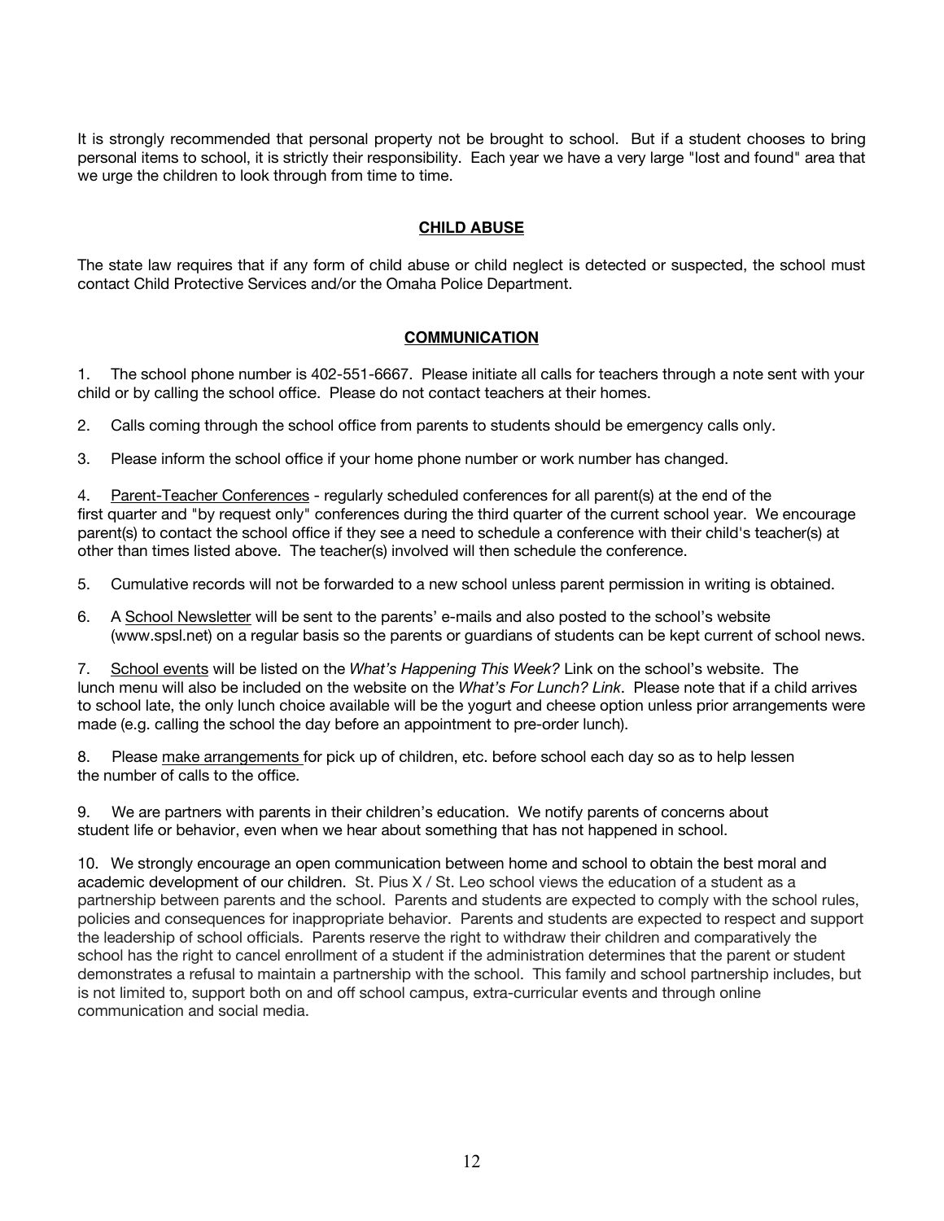It is strongly recommended that personal property not be brought to school. But if a student chooses to bring personal items to school, it is strictly their responsibility. Each year we have a very large "lost and found" area that we urge the children to look through from time to time.

## CHILD ABUSE

The state law requires that if any form of child abuse or child neglect is detected or suspected, the school must contact Child Protective Services and/or the Omaha Police Department.

## COMMUNICATION

1. The school phone number is 402-551-6667. Please initiate all calls for teachers through a note sent with your child or by calling the school office. Please do not contact teachers at their homes.

2. Calls coming through the school office from parents to students should be emergency calls only.

3. Please inform the school office if your home phone number or work number has changed.

4. Parent-Teacher Conferences - regularly scheduled conferences for all parent(s) at the end of the first quarter and "by request only" conferences during the third quarter of the current school year. We encourage parent(s) to contact the school office if they see a need to schedule a conference with their child's teacher(s) at other than times listed above. The teacher(s) involved will then schedule the conference.

5. Cumulative records will not be forwarded to a new school unless parent permission in writing is obtained.

6. A School Newsletter will be sent to the parents' e-mails and also posted to the school's website (www.spsl.net) on a regular basis so the parents or guardians of students can be kept current of school news.

7. School events will be listed on the *What's Happening This Week?* Link on the school's website. The lunch menu will also be included on the website on the *What's For Lunch? Link*. Please note that if a child arrives to school late, the only lunch choice available will be the yogurt and cheese option unless prior arrangements were made (e.g. calling the school the day before an appointment to pre-order lunch).

8. Please make arrangements for pick up of children, etc. before school each day so as to help lessen the number of calls to the office.

9. We are partners with parents in their children's education. We notify parents of concerns about student life or behavior, even when we hear about something that has not happened in school.

10. We strongly encourage an open communication between home and school to obtain the best moral and academic development of our children. St. Pius X / St. Leo school views the education of a student as a partnership between parents and the school. Parents and students are expected to comply with the school rules, policies and consequences for inappropriate behavior. Parents and students are expected to respect and support the leadership of school officials. Parents reserve the right to withdraw their children and comparatively the school has the right to cancel enrollment of a student if the administration determines that the parent or student demonstrates a refusal to maintain a partnership with the school. This family and school partnership includes, but is not limited to, support both on and off school campus, extra-curricular events and through online communication and social media.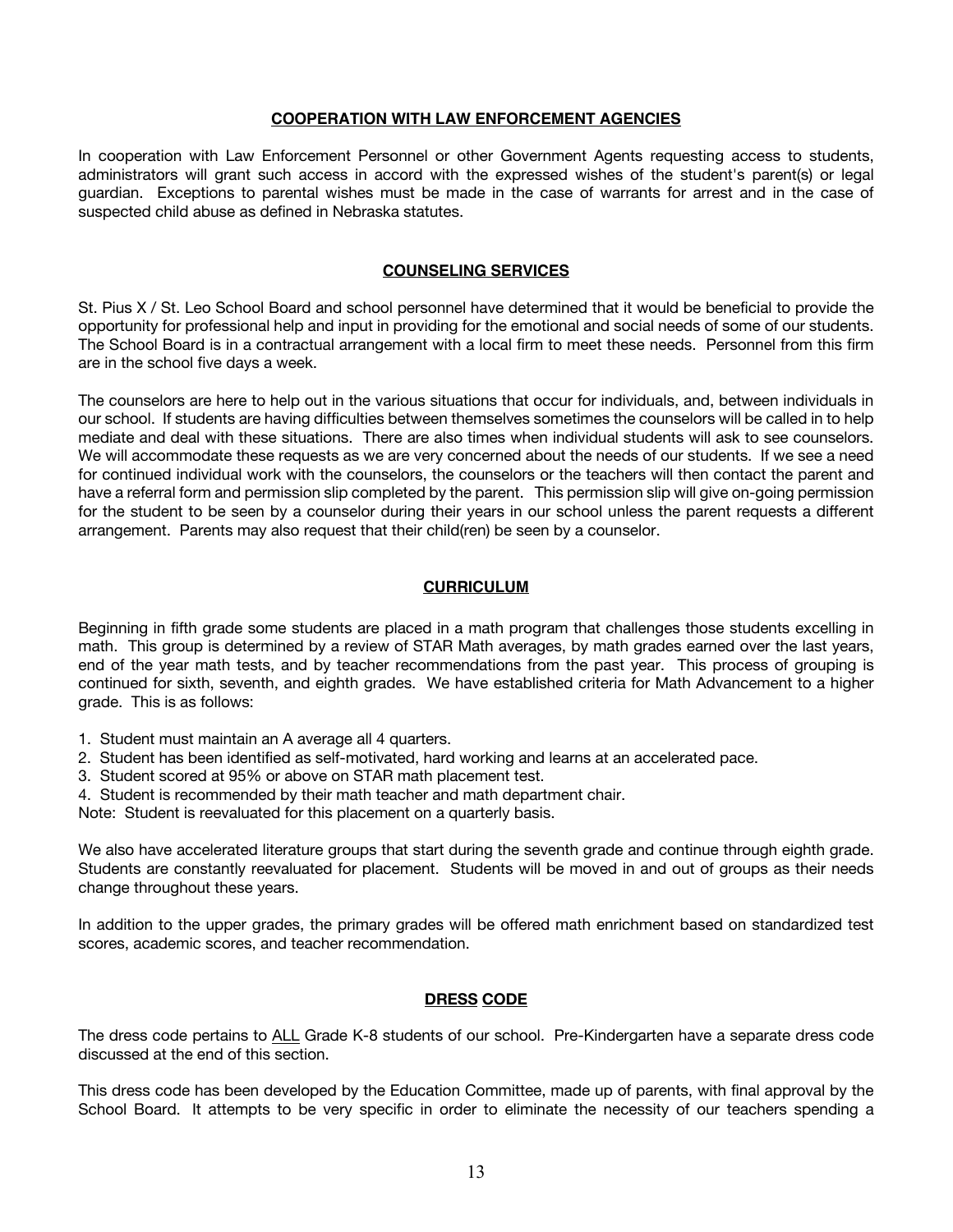## COOPERATION WITH LAW ENFORCEMENT AGENCIES

In cooperation with Law Enforcement Personnel or other Government Agents requesting access to students, administrators will grant such access in accord with the expressed wishes of the student's parent(s) or legal guardian. Exceptions to parental wishes must be made in the case of warrants for arrest and in the case of suspected child abuse as defined in Nebraska statutes.

## COUNSELING SERVICES

St. Pius X / St. Leo School Board and school personnel have determined that it would be beneficial to provide the opportunity for professional help and input in providing for the emotional and social needs of some of our students. The School Board is in a contractual arrangement with a local firm to meet these needs. Personnel from this firm are in the school five days a week.

The counselors are here to help out in the various situations that occur for individuals, and, between individuals in our school. If students are having difficulties between themselves sometimes the counselors will be called in to help mediate and deal with these situations. There are also times when individual students will ask to see counselors. We will accommodate these requests as we are very concerned about the needs of our students. If we see a need for continued individual work with the counselors, the counselors or the teachers will then contact the parent and have a referral form and permission slip completed by the parent. This permission slip will give on-going permission for the student to be seen by a counselor during their years in our school unless the parent requests a different arrangement. Parents may also request that their child(ren) be seen by a counselor.

## CURRICULUM

Beginning in fifth grade some students are placed in a math program that challenges those students excelling in math. This group is determined by a review of STAR Math averages, by math grades earned over the last years, end of the year math tests, and by teacher recommendations from the past year. This process of grouping is continued for sixth, seventh, and eighth grades. We have established criteria for Math Advancement to a higher grade. This is as follows:

1. Student must maintain an A average all 4 quarters.
2. Student has been identified as self-motivated, hard working and learns at an accelerated pace.
3. Student scored at 95% or above on STAR math placement test.
4. Student is recommended by their math teacher and math department chair.

Note: Student is reevaluated for this placement on a quarterly basis.

We also have accelerated literature groups that start during the seventh grade and continue through eighth grade. Students are constantly reevaluated for placement. Students will be moved in and out of groups as their needs change throughout these years.

In addition to the upper grades, the primary grades will be offered math enrichment based on standardized test scores, academic scores, and teacher recommendation.

## DRESS CODE

The dress code pertains to ALL Grade K-8 students of our school. Pre-Kindergarten have a separate dress code discussed at the end of this section.

This dress code has been developed by the Education Committee, made up of parents, with final approval by the School Board. It attempts to be very specific in order to eliminate the necessity of our teachers spending a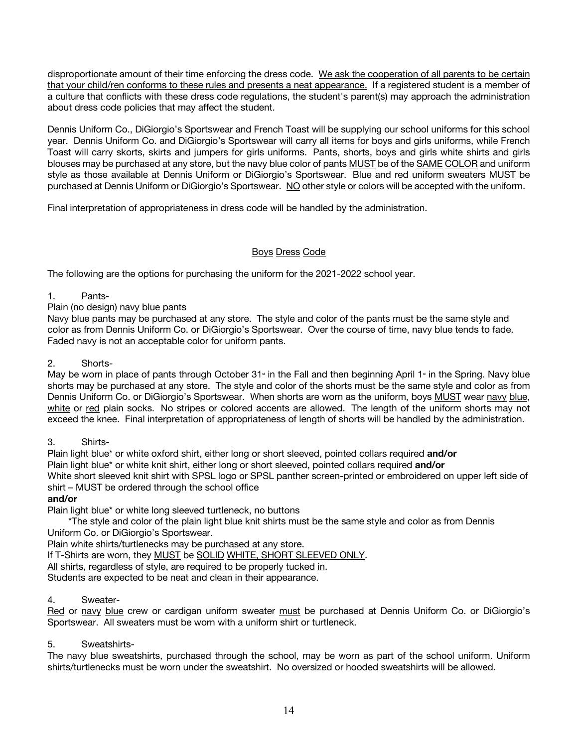disproportionate amount of their time enforcing the dress code. We ask the cooperation of all parents to be certain that your child/ren conforms to these rules and presents a neat appearance. If a registered student is a member of a culture that conflicts with these dress code regulations, the student's parent(s) may approach the administration about dress code policies that may affect the student.

Dennis Uniform Co., DiGiorgio's Sportswear and French Toast will be supplying our school uniforms for this school year. Dennis Uniform Co. and DiGiorgio's Sportswear will carry all items for boys and girls uniforms, while French Toast will carry skorts, skirts and jumpers for girls uniforms. Pants, shorts, boys and girls white shirts and girls blouses may be purchased at any store, but the navy blue color of pants MUST be of the SAME COLOR and uniform style as those available at Dennis Uniform or DiGiorgio's Sportswear. Blue and red uniform sweaters MUST be purchased at Dennis Uniform or DiGiorgio's Sportswear. NO other style or colors will be accepted with the uniform.

Final interpretation of appropriateness in dress code will be handled by the administration.

## Boys Dress Code

The following are the options for purchasing the uniform for the 2021-2022 school year.

1. Pants-

Plain (no design) navy blue pants

Navy blue pants may be purchased at any store. The style and color of the pants must be the same style and color as from Dennis Uniform Co. or DiGiorgio's Sportswear. Over the course of time, navy blue tends to fade. Faded navy is not an acceptable color for uniform pants.

2. Shorts-

May be worn in place of pants through October 31st in the Fall and then beginning April 1st in the Spring. Navy blue shorts may be purchased at any store. The style and color of the shorts must be the same style and color as from Dennis Uniform Co. or DiGiorgio's Sportswear. When shorts are worn as the uniform, boys MUST wear navy blue, white or red plain socks. No stripes or colored accents are allowed. The length of the uniform shorts may not exceed the knee. Final interpretation of appropriateness of length of shorts will be handled by the administration.

3. Shirts-

Plain light blue* or white oxford shirt, either long or short sleeved, pointed collars required **and/or**

Plain light blue* or white knit shirt, either long or short sleeved, pointed collars required **and/or**

White short sleeved knit shirt with SPSL logo or SPSL panther screen-printed or embroidered on upper left side of shirt – MUST be ordered through the school office

**and/or**

Plain light blue* or white long sleeved turtleneck, no buttons

*The style and color of the plain light blue knit shirts must be the same style and color as from Dennis Uniform Co. or DiGiorgio's Sportswear.

Plain white shirts/turtlenecks may be purchased at any store.

If T-Shirts are worn, they MUST be SOLID WHITE, SHORT SLEEVED ONLY.

All shirts, regardless of style, are required to be properly tucked in.

Students are expected to be neat and clean in their appearance.

4. Sweater-

Red or navy blue crew or cardigan uniform sweater must be purchased at Dennis Uniform Co. or DiGiorgio's Sportswear. All sweaters must be worn with a uniform shirt or turtleneck.

5. Sweatshirts-

The navy blue sweatshirts, purchased through the school, may be worn as part of the school uniform. Uniform shirts/turtlenecks must be worn under the sweatshirt. No oversized or hooded sweatshirts will be allowed.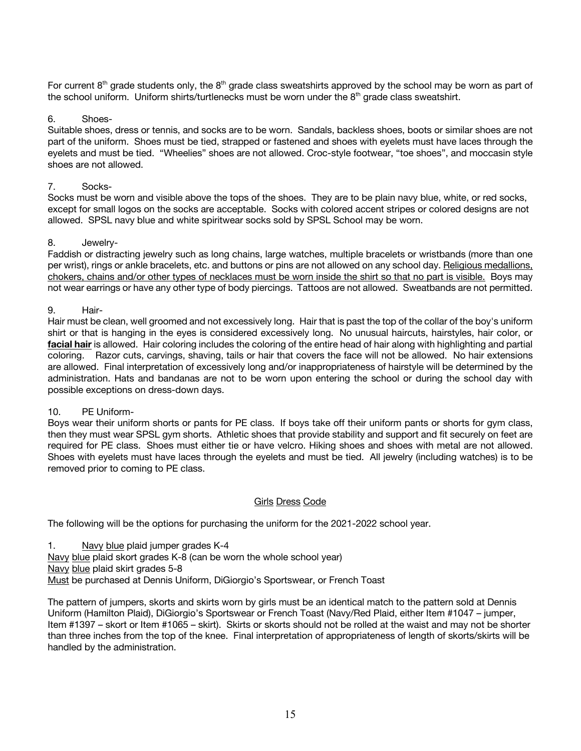For current 8th grade students only, the 8th grade class sweatshirts approved by the school may be worn as part of the school uniform. Uniform shirts/turtlenecks must be worn under the 8th grade class sweatshirt.

6. Shoes-

Suitable shoes, dress or tennis, and socks are to be worn. Sandals, backless shoes, boots or similar shoes are not part of the uniform. Shoes must be tied, strapped or fastened and shoes with eyelets must have laces through the eyelets and must be tied. "Wheelies" shoes are not allowed. Croc-style footwear, "toe shoes", and moccasin style shoes are not allowed.

7. Socks-

Socks must be worn and visible above the tops of the shoes. They are to be plain navy blue, white, or red socks, except for small logos on the socks are acceptable. Socks with colored accent stripes or colored designs are not allowed. SPSL navy blue and white spiritwear socks sold by SPSL School may be worn.

8. Jewelry-

Faddish or distracting jewelry such as long chains, large watches, multiple bracelets or wristbands (more than one per wrist), rings or ankle bracelets, etc. and buttons or pins are not allowed on any school day. <u>Religious medallions, chokers, chains and/or other types of necklaces must be worn inside the shirt so that no part is visible.</u> Boys may not wear earrings or have any other type of body piercings. Tattoos are not allowed. Sweatbands are not permitted.

9. Hair-

Hair must be clean, well groomed and not excessively long. Hair that is past the top of the collar of the boy's uniform shirt or that is hanging in the eyes is considered excessively long. No unusual haircuts, hairstyles, hair color, or **<u>facial hair</u>** is allowed. Hair coloring includes the coloring of the entire head of hair along with highlighting and partial coloring. Razor cuts, carvings, shaving, tails or hair that covers the face will not be allowed. No hair extensions are allowed. Final interpretation of excessively long and/or inappropriateness of hairstyle will be determined by the administration. Hats and bandanas are not to be worn upon entering the school or during the school day with possible exceptions on dress-down days.

10. PE Uniform-

Boys wear their uniform shorts or pants for PE class. If boys take off their uniform pants or shorts for gym class, then they must wear SPSL gym shorts. Athletic shoes that provide stability and support and fit securely on feet are required for PE class. Shoes must either tie or have velcro. Hiking shoes and shoes with metal are not allowed. Shoes with eyelets must have laces through the eyelets and must be tied. All jewelry (including watches) is to be removed prior to coming to PE class.

## <u>Girls Dress Code</u>

The following will be the options for purchasing the uniform for the 2021-2022 school year.

1. <u>Navy blue</u> plaid jumper grades K-4
<u>Navy blue</u> plaid skort grades K-8 (can be worn the whole school year)
<u>Navy blue</u> plaid skirt grades 5-8
<u>Must</u> be purchased at Dennis Uniform, DiGiorgio's Sportswear, or French Toast

The pattern of jumpers, skorts and skirts worn by girls must be an identical match to the pattern sold at Dennis Uniform (Hamilton Plaid), DiGiorgio's Sportswear or French Toast (Navy/Red Plaid, either Item #1047 – jumper, Item #1397 – skort or Item #1065 – skirt). Skirts or skorts should not be rolled at the waist and may not be shorter than three inches from the top of the knee. Final interpretation of appropriateness of length of skorts/skirts will be handled by the administration.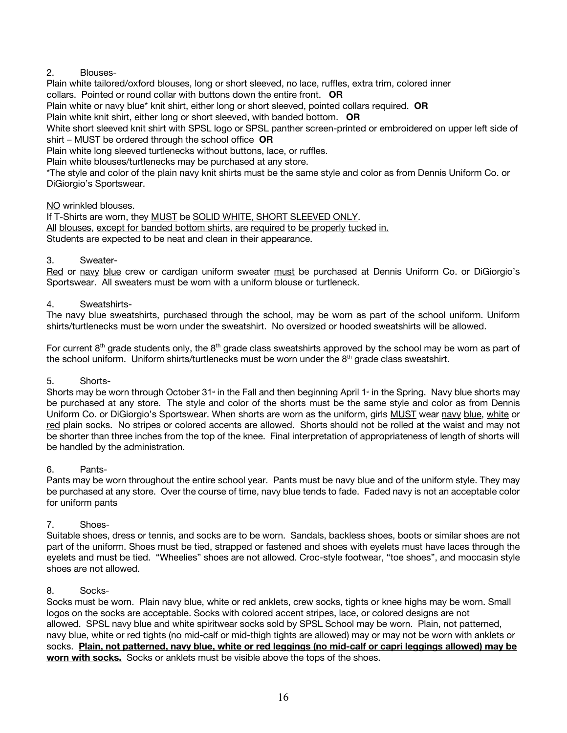2. Blouses-

Plain white tailored/oxford blouses, long or short sleeved, no lace, ruffles, extra trim, colored inner collars. Pointed or round collar with buttons down the entire front. **OR**
Plain white or navy blue* knit shirt, either long or short sleeved, pointed collars required. **OR**
Plain white knit shirt, either long or short sleeved, with banded bottom. **OR**
White short sleeved knit shirt with SPSL logo or SPSL panther screen-printed or embroidered on upper left side of shirt – MUST be ordered through the school office **OR**
Plain white long sleeved turtlenecks without buttons, lace, or ruffles.
Plain white blouses/turtlenecks may be purchased at any store.
*The style and color of the plain navy knit shirts must be the same style and color as from Dennis Uniform Co. or DiGiorgio's Sportswear.

<u>NO</u> wrinkled blouses.
If T-Shirts are worn, they <u>MUST</u> be <u>SOLID WHITE, SHORT SLEEVED ONLY</u>.
<u>All blouses, except for banded bottom shirts, are required to be properly tucked in.</u>
Students are expected to be neat and clean in their appearance.

3. Sweater-

<u>Red</u> or <u>navy blue</u> crew or cardigan uniform sweater <u>must</u> be purchased at Dennis Uniform Co. or DiGiorgio's Sportswear. All sweaters must be worn with a uniform blouse or turtleneck.

4. Sweatshirts-

The navy blue sweatshirts, purchased through the school, may be worn as part of the school uniform. Uniform shirts/turtlenecks must be worn under the sweatshirt. No oversized or hooded sweatshirts will be allowed.

For current 8th grade students only, the 8th grade class sweatshirts approved by the school may be worn as part of the school uniform. Uniform shirts/turtlenecks must be worn under the 8th grade class sweatshirt.

5. Shorts-

Shorts may be worn through October 31st in the Fall and then beginning April 1st in the Spring. Navy blue shorts may be purchased at any store. The style and color of the shorts must be the same style and color as from Dennis Uniform Co. or DiGiorgio's Sportswear. When shorts are worn as the uniform, girls <u>MUST</u> wear <u>navy blue</u>, <u>white</u> or <u>red</u> plain socks. No stripes or colored accents are allowed. Shorts should not be rolled at the waist and may not be shorter than three inches from the top of the knee. Final interpretation of appropriateness of length of shorts will be handled by the administration.

6. Pants-

Pants may be worn throughout the entire school year. Pants must be <u>navy blue</u> and of the uniform style. They may be purchased at any store. Over the course of time, navy blue tends to fade. Faded navy is not an acceptable color for uniform pants

7. Shoes-

Suitable shoes, dress or tennis, and socks are to be worn. Sandals, backless shoes, boots or similar shoes are not part of the uniform. Shoes must be tied, strapped or fastened and shoes with eyelets must have laces through the eyelets and must be tied. "Wheelies" shoes are not allowed. Croc-style footwear, "toe shoes", and moccasin style shoes are not allowed.

8. Socks-

Socks must be worn. Plain navy blue, white or red anklets, crew socks, tights or knee highs may be worn. Small logos on the socks are acceptable. Socks with colored accent stripes, lace, or colored designs are not allowed. SPSL navy blue and white spiritwear socks sold by SPSL School may be worn. Plain, not patterned, navy blue, white or red tights (no mid-calf or mid-thigh tights are allowed) may or may not be worn with anklets or socks. <u>**Plain, not patterned, navy blue, white or red leggings (no mid-calf or capri leggings allowed) may be worn with socks.**</u> Socks or anklets must be visible above the tops of the shoes.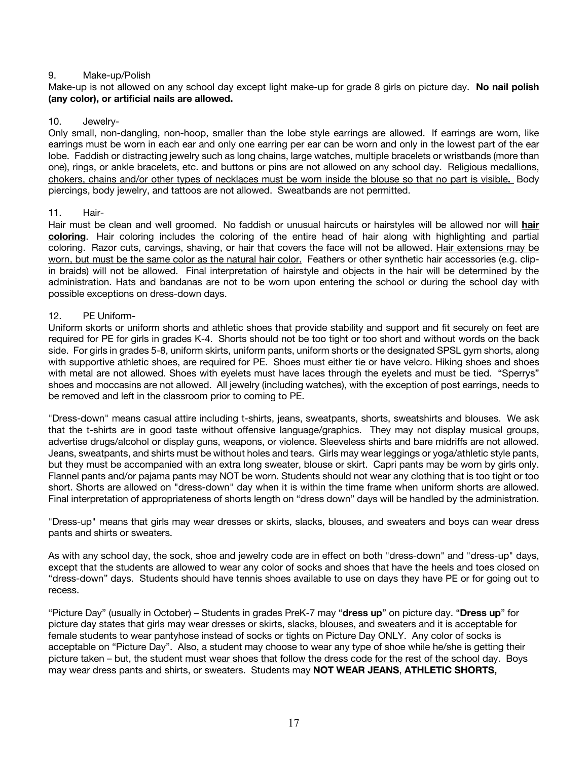9. Make-up/Polish

Make-up is not allowed on any school day except light make-up for grade 8 girls on picture day. **No nail polish (any color), or artificial nails are allowed.**

10. Jewelry-

Only small, non-dangling, non-hoop, smaller than the lobe style earrings are allowed. If earrings are worn, like earrings must be worn in each ear and only one earring per ear can be worn and only in the lowest part of the ear lobe. Faddish or distracting jewelry such as long chains, large watches, multiple bracelets or wristbands (more than one), rings, or ankle bracelets, etc. and buttons or pins are not allowed on any school day. <u>Religious medallions, chokers, chains and/or other types of necklaces must be worn inside the blouse so that no part is visible</u>**.** Body piercings, body jewelry, and tattoos are not allowed. Sweatbands are not permitted.

11. Hair-

Hair must be clean and well groomed. No faddish or unusual haircuts or hairstyles will be allowed nor will **<u>hair coloring</u>**. Hair coloring includes the coloring of the entire head of hair along with highlighting and partial coloring. Razor cuts, carvings, shaving, or hair that covers the face will not be allowed. <u>Hair extensions may be worn, but must be the same color as the natural hair color.</u> Feathers or other synthetic hair accessories (e.g. clip-in braids) will not be allowed. Final interpretation of hairstyle and objects in the hair will be determined by the administration. Hats and bandanas are not to be worn upon entering the school or during the school day with possible exceptions on dress-down days.

12. PE Uniform-

Uniform skorts or uniform shorts and athletic shoes that provide stability and support and fit securely on feet are required for PE for girls in grades K-4. Shorts should not be too tight or too short and without words on the back side. For girls in grades 5-8, uniform skirts, uniform pants, uniform shorts or the designated SPSL gym shorts, along with supportive athletic shoes, are required for PE. Shoes must either tie or have velcro. Hiking shoes and shoes with metal are not allowed. Shoes with eyelets must have laces through the eyelets and must be tied. "Sperrys" shoes and moccasins are not allowed. All jewelry (including watches), with the exception of post earrings, needs to be removed and left in the classroom prior to coming to PE.

"Dress-down" means casual attire including t-shirts, jeans, sweatpants, shorts, sweatshirts and blouses. We ask that the t-shirts are in good taste without offensive language/graphics. They may not display musical groups, advertise drugs/alcohol or display guns, weapons, or violence. Sleeveless shirts and bare midriffs are not allowed. Jeans, sweatpants, and shirts must be without holes and tears. Girls may wear leggings or yoga/athletic style pants, but they must be accompanied with an extra long sweater, blouse or skirt. Capri pants may be worn by girls only. Flannel pants and/or pajama pants may NOT be worn. Students should not wear any clothing that is too tight or too short. Shorts are allowed on "dress-down" day when it is within the time frame when uniform shorts are allowed. Final interpretation of appropriateness of shorts length on "dress down" days will be handled by the administration.

"Dress-up" means that girls may wear dresses or skirts, slacks, blouses, and sweaters and boys can wear dress pants and shirts or sweaters.

As with any school day, the sock, shoe and jewelry code are in effect on both "dress-down" and "dress-up" days, except that the students are allowed to wear any color of socks and shoes that have the heels and toes closed on "dress-down" days. Students should have tennis shoes available to use on days they have PE or for going out to recess.

"Picture Day" (usually in October) – Students in grades PreK-7 may "**dress up**" on picture day. "**Dress up**" for picture day states that girls may wear dresses or skirts, slacks, blouses, and sweaters and it is acceptable for female students to wear pantyhose instead of socks or tights on Picture Day ONLY. Any color of socks is acceptable on "Picture Day". Also, a student may choose to wear any type of shoe while he/she is getting their picture taken – but, the student <u>must wear shoes that follow the dress code for the rest of the school day</u>. Boys may wear dress pants and shirts, or sweaters. Students may **NOT WEAR JEANS**, **ATHLETIC SHORTS,**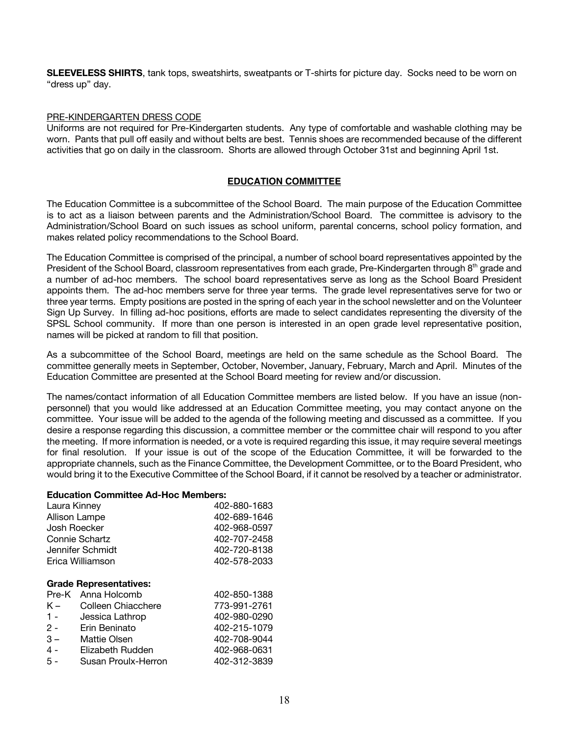**SLEEVELESS SHIRTS**, tank tops, sweatshirts, sweatpants or T-shirts for picture day. Socks need to be worn on "dress up" day.

PRE-KINDERGARTEN DRESS CODE

Uniforms are not required for Pre-Kindergarten students. Any type of comfortable and washable clothing may be worn. Pants that pull off easily and without belts are best. Tennis shoes are recommended because of the different activities that go on daily in the classroom. Shorts are allowed through October 31st and beginning April 1st.

## EDUCATION COMMITTEE

The Education Committee is a subcommittee of the School Board. The main purpose of the Education Committee is to act as a liaison between parents and the Administration/School Board. The committee is advisory to the Administration/School Board on such issues as school uniform, parental concerns, school policy formation, and makes related policy recommendations to the School Board.

The Education Committee is comprised of the principal, a number of school board representatives appointed by the President of the School Board, classroom representatives from each grade, Pre-Kindergarten through 8th grade and a number of ad-hoc members. The school board representatives serve as long as the School Board President appoints them. The ad-hoc members serve for three year terms. The grade level representatives serve for two or three year terms. Empty positions are posted in the spring of each year in the school newsletter and on the Volunteer Sign Up Survey. In filling ad-hoc positions, efforts are made to select candidates representing the diversity of the SPSL School community. If more than one person is interested in an open grade level representative position, names will be picked at random to fill that position.

As a subcommittee of the School Board, meetings are held on the same schedule as the School Board. The committee generally meets in September, October, November, January, February, March and April. Minutes of the Education Committee are presented at the School Board meeting for review and/or discussion.

The names/contact information of all Education Committee members are listed below. If you have an issue (non-personnel) that you would like addressed at an Education Committee meeting, you may contact anyone on the committee. Your issue will be added to the agenda of the following meeting and discussed as a committee. If you desire a response regarding this discussion, a committee member or the committee chair will respond to you after the meeting. If more information is needed, or a vote is required regarding this issue, it may require several meetings for final resolution. If your issue is out of the scope of the Education Committee, it will be forwarded to the appropriate channels, such as the Finance Committee, the Development Committee, or to the Board President, who would bring it to the Executive Committee of the School Board, if it cannot be resolved by a teacher or administrator.

**Education Committee Ad-Hoc Members:**

| | |
|---|---|
| Laura Kinney | 402-880-1683 |
| Allison Lampe | 402-689-1646 |
| Josh Roecker | 402-968-0597 |
| Connie Schartz | 402-707-2458 |
| Jennifer Schmidt | 402-720-8138 |
| Erica Williamson | 402-578-2033 |

**Grade Representatives:**

| | | |
|---|---|---|
| Pre-K | Anna Holcomb | 402-850-1388 |
| K – | Colleen Chiacchere | 773-991-2761 |
| 1 - | Jessica Lathrop | 402-980-0290 |
| 2 - | Erin Beninato | 402-215-1079 |
| 3 – | Mattie Olsen | 402-708-9044 |
| 4 - | Elizabeth Rudden | 402-968-0631 |
| 5 - | Susan Proulx-Herron | 402-312-3839 |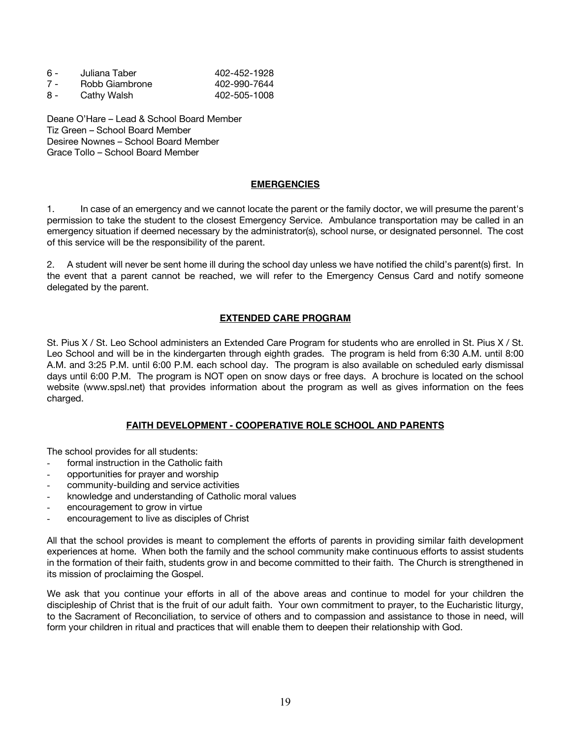| | | |
|---|---|---|
| 6 - | Juliana Taber | 402-452-1928 |
| 7 - | Robb Giambrone | 402-990-7644 |
| 8 - | Cathy Walsh | 402-505-1008 |

Deane O'Hare – Lead & School Board Member
Tiz Green – School Board Member
Desiree Nownes – School Board Member
Grace Tollo – School Board Member

## EMERGENCIES

1. In case of an emergency and we cannot locate the parent or the family doctor, we will presume the parent's permission to take the student to the closest Emergency Service. Ambulance transportation may be called in an emergency situation if deemed necessary by the administrator(s), school nurse, or designated personnel. The cost of this service will be the responsibility of the parent.

2. A student will never be sent home ill during the school day unless we have notified the child's parent(s) first. In the event that a parent cannot be reached, we will refer to the Emergency Census Card and notify someone delegated by the parent.

## EXTENDED CARE PROGRAM

St. Pius X / St. Leo School administers an Extended Care Program for students who are enrolled in St. Pius X / St. Leo School and will be in the kindergarten through eighth grades. The program is held from 6:30 A.M. until 8:00 A.M. and 3:25 P.M. until 6:00 P.M. each school day. The program is also available on scheduled early dismissal days until 6:00 P.M. The program is NOT open on snow days or free days. A brochure is located on the school website (www.spsl.net) that provides information about the program as well as gives information on the fees charged.

## FAITH DEVELOPMENT - COOPERATIVE ROLE SCHOOL AND PARENTS

The school provides for all students:

- formal instruction in the Catholic faith
- opportunities for prayer and worship
- community-building and service activities
- knowledge and understanding of Catholic moral values
- encouragement to grow in virtue
- encouragement to live as disciples of Christ

All that the school provides is meant to complement the efforts of parents in providing similar faith development experiences at home. When both the family and the school community make continuous efforts to assist students in the formation of their faith, students grow in and become committed to their faith. The Church is strengthened in its mission of proclaiming the Gospel.

We ask that you continue your efforts in all of the above areas and continue to model for your children the discipleship of Christ that is the fruit of our adult faith. Your own commitment to prayer, to the Eucharistic liturgy, to the Sacrament of Reconciliation, to service of others and to compassion and assistance to those in need, will form your children in ritual and practices that will enable them to deepen their relationship with God.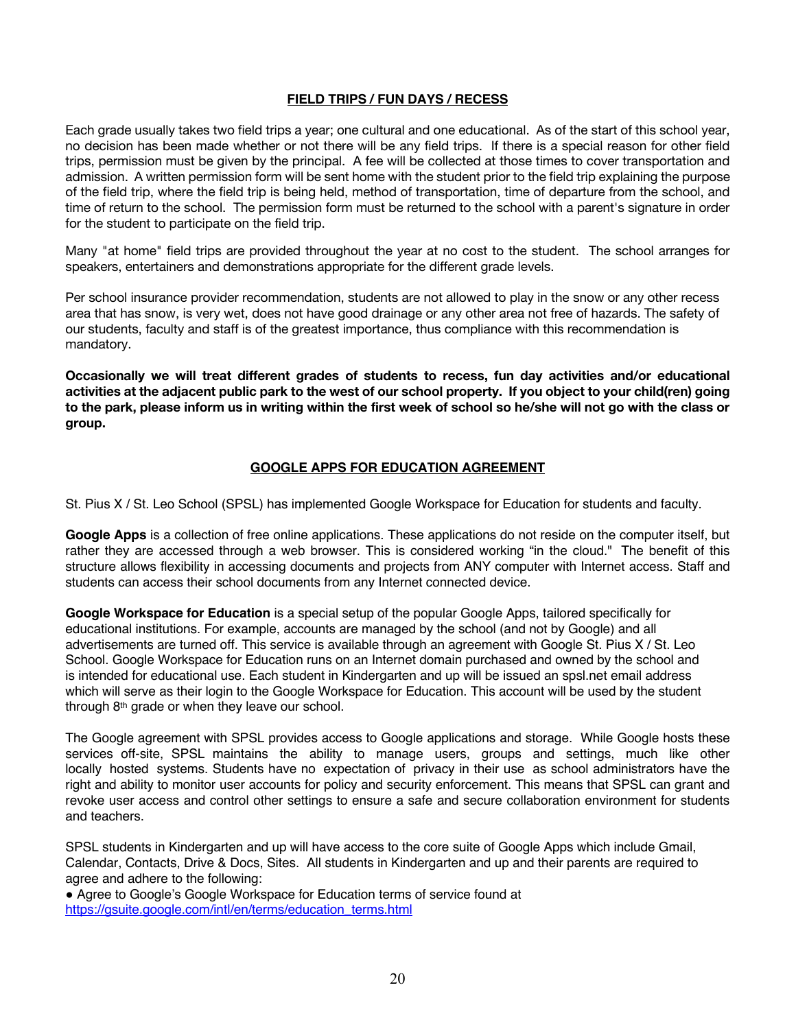## FIELD TRIPS / FUN DAYS / RECESS

Each grade usually takes two field trips a year; one cultural and one educational. As of the start of this school year, no decision has been made whether or not there will be any field trips. If there is a special reason for other field trips, permission must be given by the principal. A fee will be collected at those times to cover transportation and admission. A written permission form will be sent home with the student prior to the field trip explaining the purpose of the field trip, where the field trip is being held, method of transportation, time of departure from the school, and time of return to the school. The permission form must be returned to the school with a parent's signature in order for the student to participate on the field trip.

Many "at home" field trips are provided throughout the year at no cost to the student. The school arranges for speakers, entertainers and demonstrations appropriate for the different grade levels.

Per school insurance provider recommendation, students are not allowed to play in the snow or any other recess area that has snow, is very wet, does not have good drainage or any other area not free of hazards. The safety of our students, faculty and staff is of the greatest importance, thus compliance with this recommendation is mandatory.

**Occasionally we will treat different grades of students to recess, fun day activities and/or educational activities at the adjacent public park to the west of our school property. If you object to your child(ren) going to the park, please inform us in writing within the first week of school so he/she will not go with the class or group.**

## GOOGLE APPS FOR EDUCATION AGREEMENT

St. Pius X / St. Leo School (SPSL) has implemented Google Workspace for Education for students and faculty.

**Google Apps** is a collection of free online applications. These applications do not reside on the computer itself, but rather they are accessed through a web browser. This is considered working "in the cloud." The benefit of this structure allows flexibility in accessing documents and projects from ANY computer with Internet access. Staff and students can access their school documents from any Internet connected device.

**Google Workspace for Education** is a special setup of the popular Google Apps, tailored specifically for educational institutions. For example, accounts are managed by the school (and not by Google) and all advertisements are turned off. This service is available through an agreement with Google St. Pius X / St. Leo School. Google Workspace for Education runs on an Internet domain purchased and owned by the school and is intended for educational use. Each student in Kindergarten and up will be issued an spsl.net email address which will serve as their login to the Google Workspace for Education. This account will be used by the student through 8th grade or when they leave our school.

The Google agreement with SPSL provides access to Google applications and storage. While Google hosts these services off-site, SPSL maintains the ability to manage users, groups and settings, much like other locally hosted systems. Students have no expectation of privacy in their use as school administrators have the right and ability to monitor user accounts for policy and security enforcement. This means that SPSL can grant and revoke user access and control other settings to ensure a safe and secure collaboration environment for students and teachers.

SPSL students in Kindergarten and up will have access to the core suite of Google Apps which include Gmail, Calendar, Contacts, Drive & Docs, Sites. All students in Kindergarten and up and their parents are required to agree and adhere to the following:

- Agree to Google's Google Workspace for Education terms of service found at https://gsuite.google.com/intl/en/terms/education_terms.html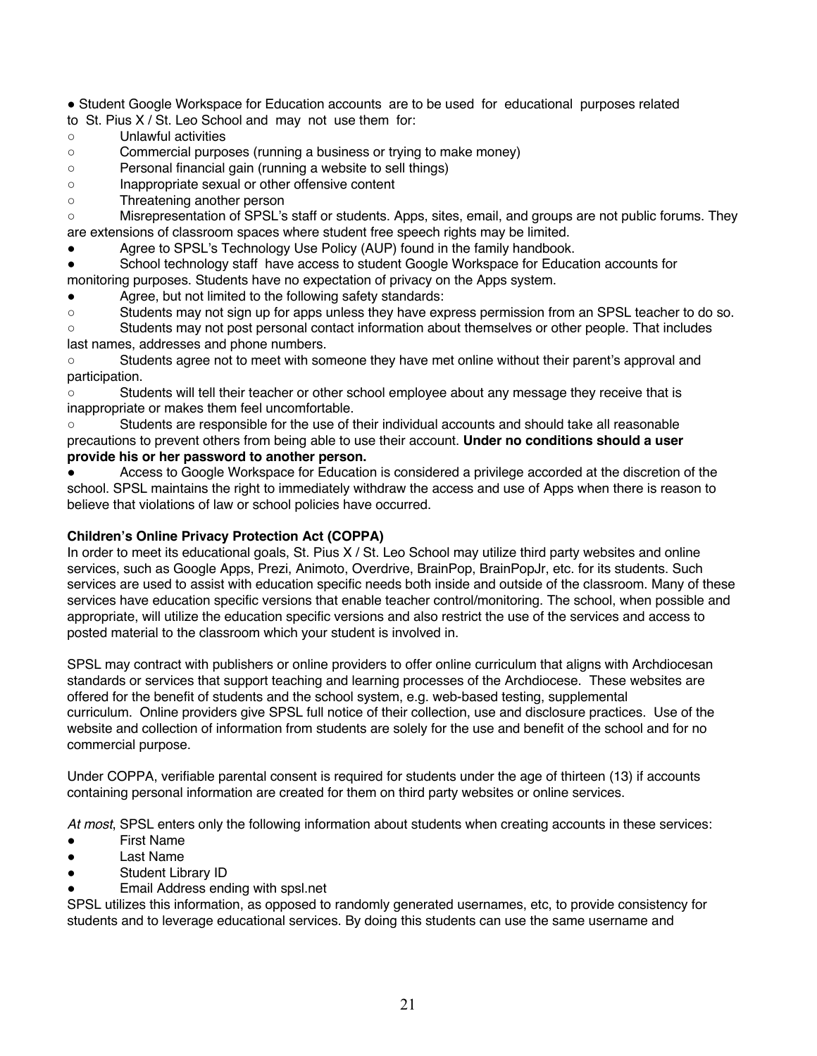- Student Google Workspace for Education accounts are to be used for educational purposes related to St. Pius X / St. Leo School and may not use them for:
  - Unlawful activities
  - Commercial purposes (running a business or trying to make money)
  - Personal financial gain (running a website to sell things)
  - Inappropriate sexual or other offensive content
  - Threatening another person
  - Misrepresentation of SPSL's staff or students. Apps, sites, email, and groups are not public forums. They are extensions of classroom spaces where student free speech rights may be limited.
- Agree to SPSL's Technology Use Policy (AUP) found in the family handbook.
- School technology staff have access to student Google Workspace for Education accounts for monitoring purposes. Students have no expectation of privacy on the Apps system.
- Agree, but not limited to the following safety standards:
  - Students may not sign up for apps unless they have express permission from an SPSL teacher to do so.
  - Students may not post personal contact information about themselves or other people. That includes last names, addresses and phone numbers.
  - Students agree not to meet with someone they have met online without their parent's approval and participation.
  - Students will tell their teacher or other school employee about any message they receive that is inappropriate or makes them feel uncomfortable.
  - Students are responsible for the use of their individual accounts and should take all reasonable precautions to prevent others from being able to use their account. **Under no conditions should a user provide his or her password to another person.**
- Access to Google Workspace for Education is considered a privilege accorded at the discretion of the school. SPSL maintains the right to immediately withdraw the access and use of Apps when there is reason to believe that violations of law or school policies have occurred.

**Children's Online Privacy Protection Act (COPPA)**

In order to meet its educational goals, St. Pius X / St. Leo School may utilize third party websites and online services, such as Google Apps, Prezi, Animoto, Overdrive, BrainPop, BrainPopJr, etc. for its students. Such services are used to assist with education specific needs both inside and outside of the classroom. Many of these services have education specific versions that enable teacher control/monitoring. The school, when possible and appropriate, will utilize the education specific versions and also restrict the use of the services and access to posted material to the classroom which your student is involved in.

SPSL may contract with publishers or online providers to offer online curriculum that aligns with Archdiocesan standards or services that support teaching and learning processes of the Archdiocese. These websites are offered for the benefit of students and the school system, e.g. web-based testing, supplemental curriculum. Online providers give SPSL full notice of their collection, use and disclosure practices. Use of the website and collection of information from students are solely for the use and benefit of the school and for no commercial purpose.

Under COPPA, verifiable parental consent is required for students under the age of thirteen (13) if accounts containing personal information are created for them on third party websites or online services.

*At most*, SPSL enters only the following information about students when creating accounts in these services:

- First Name
- Last Name
- Student Library ID
- Email Address ending with spsl.net

SPSL utilizes this information, as opposed to randomly generated usernames, etc, to provide consistency for students and to leverage educational services. By doing this students can use the same username and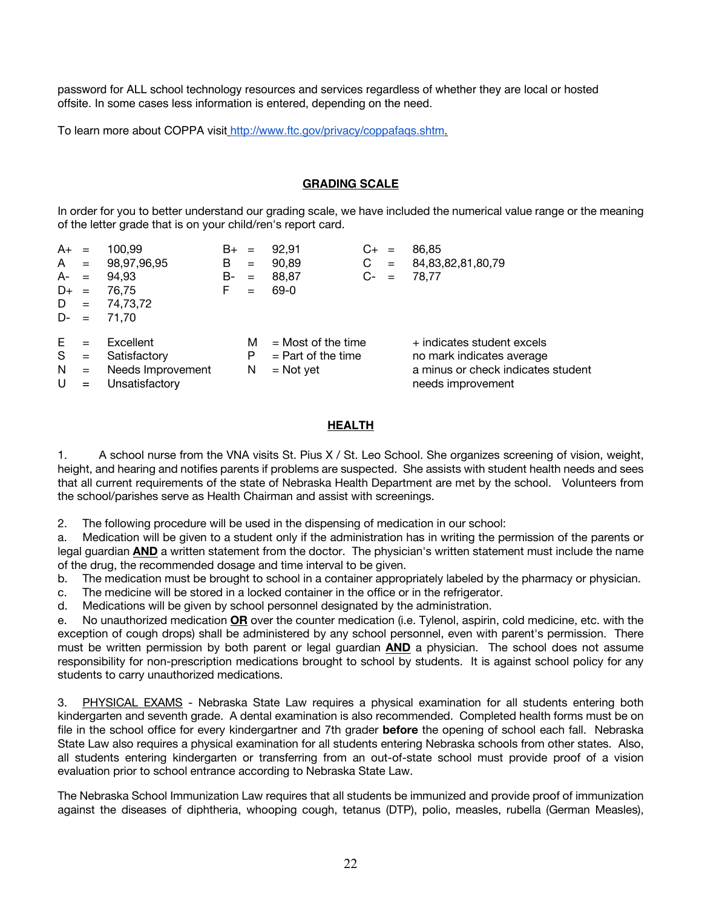password for ALL school technology resources and services regardless of whether they are local or hosted offsite. In some cases less information is entered, depending on the need.

To learn more about COPPA visit http://www.ftc.gov/privacy/coppafaqs.shtm.

## GRADING SCALE

In order for you to better understand our grading scale, we have included the numerical value range or the meaning of the letter grade that is on your child/ren's report card.

| | | | | | | | | |
|---|---|---|---|---|---|---|---|---|
| A+ | = | 100,99 | B+ | = | 92,91 | C+ | = | 86,85 |
| A | = | 98,97,96,95 | B | = | 90,89 | C | = | 84,83,82,81,80,79 |
| A- | = | 94,93 | B- | = | 88,87 | C- | = | 78,77 |
| D+ | = | 76,75 | F | = | 69-0 | | | |
| D | = | 74,73,72 | | | | | | |
| D- | = | 71,70 | | | | | | |

| | | | | | |
|---|---|---|---|---|---|
| E | = | Excellent | M | = Most of the time | + indicates student excels |
| S | = | Satisfactory | P | = Part of the time | no mark indicates average |
| N | = | Needs Improvement | N | = Not yet | a minus or check indicates student needs improvement |
| U | = | Unsatisfactory | | | |

## HEALTH

1. A school nurse from the VNA visits St. Pius X / St. Leo School. She organizes screening of vision, weight, height, and hearing and notifies parents if problems are suspected. She assists with student health needs and sees that all current requirements of the state of Nebraska Health Department are met by the school. Volunteers from the school/parishes serve as Health Chairman and assist with screenings.

2. The following procedure will be used in the dispensing of medication in our school:

a. Medication will be given to a student only if the administration has in writing the permission of the parents or legal guardian **AND** a written statement from the doctor. The physician's written statement must include the name of the drug, the recommended dosage and time interval to be given.

b. The medication must be brought to school in a container appropriately labeled by the pharmacy or physician.

c. The medicine will be stored in a locked container in the office or in the refrigerator.

d. Medications will be given by school personnel designated by the administration.

e. No unauthorized medication **OR** over the counter medication (i.e. Tylenol, aspirin, cold medicine, etc. with the exception of cough drops) shall be administered by any school personnel, even with parent's permission. There must be written permission by both parent or legal guardian **AND** a physician. The school does not assume responsibility for non-prescription medications brought to school by students. It is against school policy for any students to carry unauthorized medications.

3. PHYSICAL EXAMS - Nebraska State Law requires a physical examination for all students entering both kindergarten and seventh grade. A dental examination is also recommended. Completed health forms must be on file in the school office for every kindergartner and 7th grader **before** the opening of school each fall. Nebraska State Law also requires a physical examination for all students entering Nebraska schools from other states. Also, all students entering kindergarten or transferring from an out-of-state school must provide proof of a vision evaluation prior to school entrance according to Nebraska State Law.

The Nebraska School Immunization Law requires that all students be immunized and provide proof of immunization against the diseases of diphtheria, whooping cough, tetanus (DTP), polio, measles, rubella (German Measles),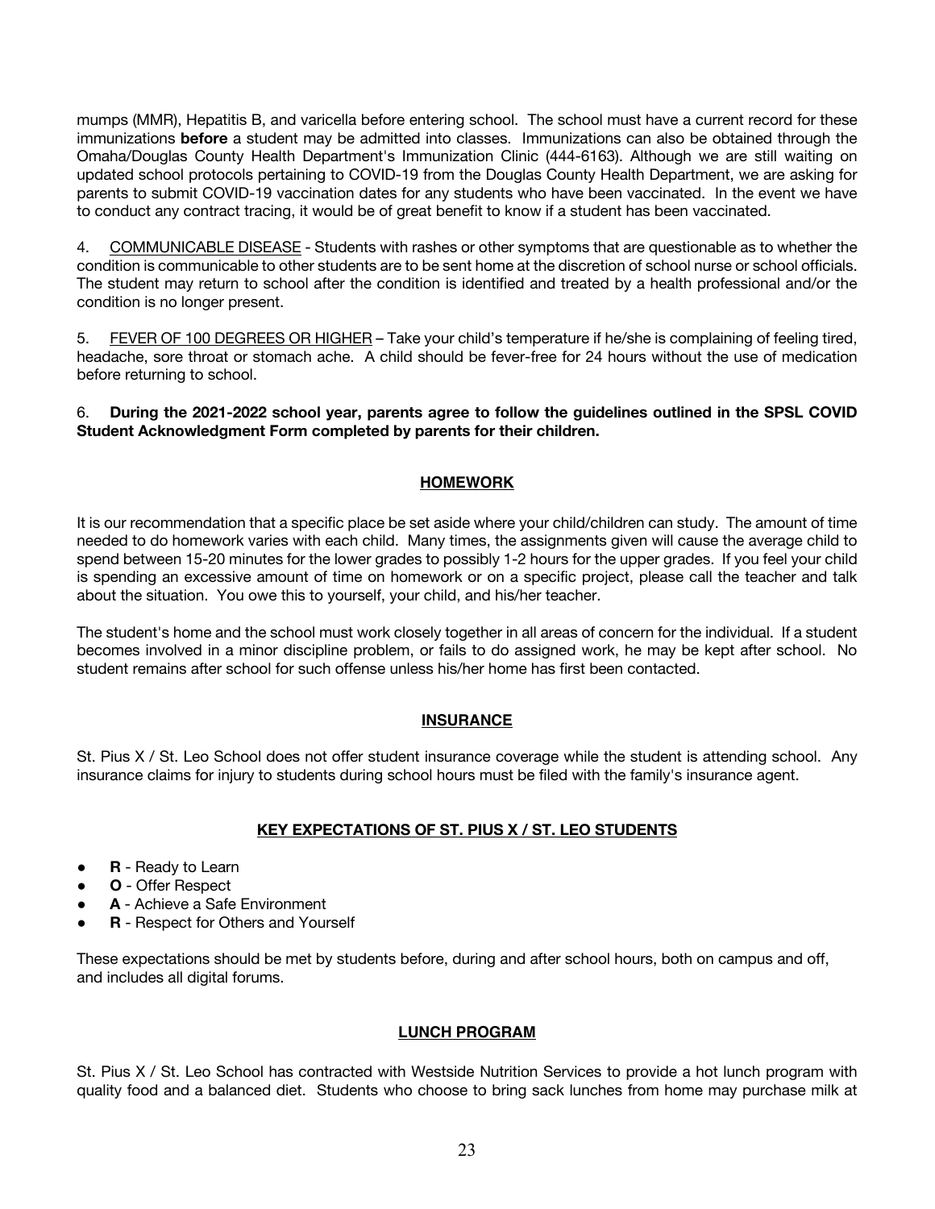mumps (MMR), Hepatitis B, and varicella before entering school. The school must have a current record for these immunizations **before** a student may be admitted into classes. Immunizations can also be obtained through the Omaha/Douglas County Health Department's Immunization Clinic (444-6163). Although we are still waiting on updated school protocols pertaining to COVID-19 from the Douglas County Health Department, we are asking for parents to submit COVID-19 vaccination dates for any students who have been vaccinated. In the event we have to conduct any contract tracing, it would be of great benefit to know if a student has been vaccinated.

4. COMMUNICABLE DISEASE - Students with rashes or other symptoms that are questionable as to whether the condition is communicable to other students are to be sent home at the discretion of school nurse or school officials. The student may return to school after the condition is identified and treated by a health professional and/or the condition is no longer present.

5. FEVER OF 100 DEGREES OR HIGHER – Take your child's temperature if he/she is complaining of feeling tired, headache, sore throat or stomach ache. A child should be fever-free for 24 hours without the use of medication before returning to school.

6. **During the 2021-2022 school year, parents agree to follow the guidelines outlined in the SPSL COVID Student Acknowledgment Form completed by parents for their children.**

## HOMEWORK

It is our recommendation that a specific place be set aside where your child/children can study. The amount of time needed to do homework varies with each child. Many times, the assignments given will cause the average child to spend between 15-20 minutes for the lower grades to possibly 1-2 hours for the upper grades. If you feel your child is spending an excessive amount of time on homework or on a specific project, please call the teacher and talk about the situation. You owe this to yourself, your child, and his/her teacher.

The student's home and the school must work closely together in all areas of concern for the individual. If a student becomes involved in a minor discipline problem, or fails to do assigned work, he may be kept after school. No student remains after school for such offense unless his/her home has first been contacted.

## INSURANCE

St. Pius X / St. Leo School does not offer student insurance coverage while the student is attending school. Any insurance claims for injury to students during school hours must be filed with the family's insurance agent.

## KEY EXPECTATIONS OF ST. PIUS X / ST. LEO STUDENTS

- **R** - Ready to Learn
- **O** - Offer Respect
- **A** - Achieve a Safe Environment
- **R** - Respect for Others and Yourself

These expectations should be met by students before, during and after school hours, both on campus and off, and includes all digital forums.

## LUNCH PROGRAM

St. Pius X / St. Leo School has contracted with Westside Nutrition Services to provide a hot lunch program with quality food and a balanced diet. Students who choose to bring sack lunches from home may purchase milk at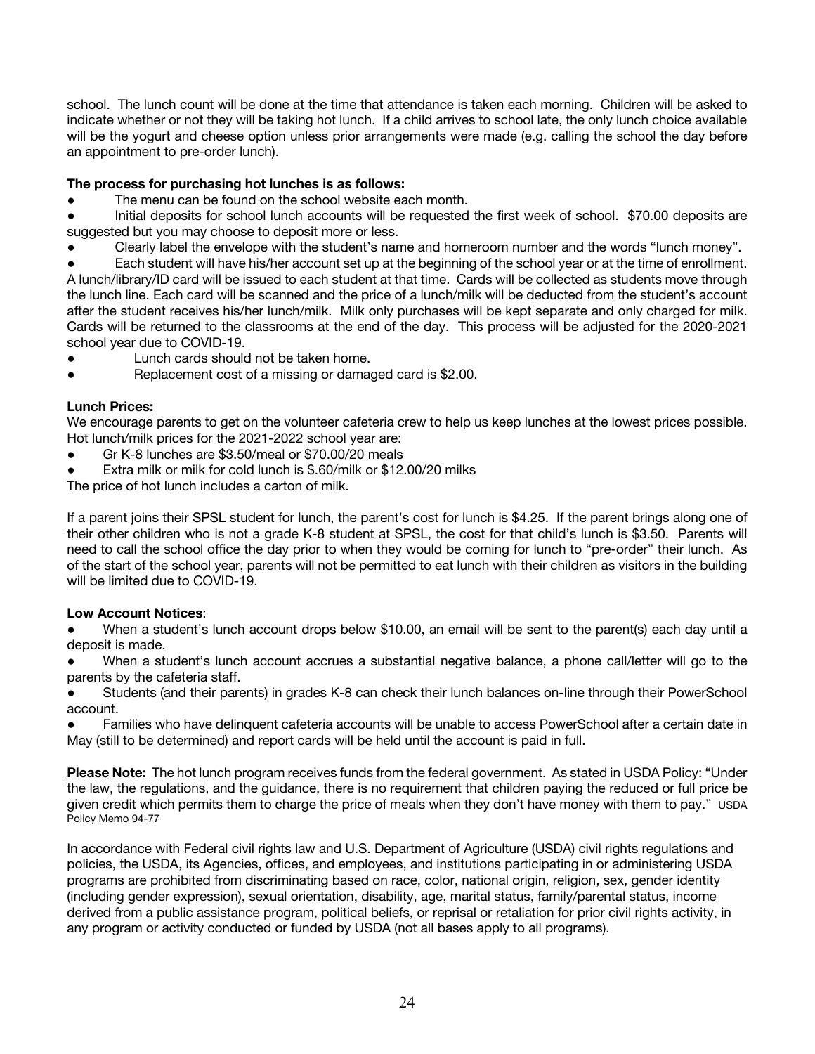school. The lunch count will be done at the time that attendance is taken each morning. Children will be asked to indicate whether or not they will be taking hot lunch. If a child arrives to school late, the only lunch choice available will be the yogurt and cheese option unless prior arrangements were made (e.g. calling the school the day before an appointment to pre-order lunch).

**The process for purchasing hot lunches is as follows:**

- The menu can be found on the school website each month.
- Initial deposits for school lunch accounts will be requested the first week of school. $70.00 deposits are suggested but you may choose to deposit more or less.
- Clearly label the envelope with the student's name and homeroom number and the words "lunch money".
- Each student will have his/her account set up at the beginning of the school year or at the time of enrollment. A lunch/library/ID card will be issued to each student at that time. Cards will be collected as students move through the lunch line. Each card will be scanned and the price of a lunch/milk will be deducted from the student's account after the student receives his/her lunch/milk. Milk only purchases will be kept separate and only charged for milk. Cards will be returned to the classrooms at the end of the day. This process will be adjusted for the 2020-2021 school year due to COVID-19.
- Lunch cards should not be taken home.
- Replacement cost of a missing or damaged card is $2.00.

**Lunch Prices:**

We encourage parents to get on the volunteer cafeteria crew to help us keep lunches at the lowest prices possible. Hot lunch/milk prices for the 2021-2022 school year are:

- Gr K-8 lunches are $3.50/meal or $70.00/20 meals
- Extra milk or milk for cold lunch is $.60/milk or $12.00/20 milks

The price of hot lunch includes a carton of milk.

If a parent joins their SPSL student for lunch, the parent's cost for lunch is $4.25. If the parent brings along one of their other children who is not a grade K-8 student at SPSL, the cost for that child's lunch is $3.50. Parents will need to call the school office the day prior to when they would be coming for lunch to "pre-order" their lunch. As of the start of the school year, parents will not be permitted to eat lunch with their children as visitors in the building will be limited due to COVID-19.

**Low Account Notices**:

- When a student's lunch account drops below $10.00, an email will be sent to the parent(s) each day until a deposit is made.
- When a student's lunch account accrues a substantial negative balance, a phone call/letter will go to the parents by the cafeteria staff.
- Students (and their parents) in grades K-8 can check their lunch balances on-line through their PowerSchool account.
- Families who have delinquent cafeteria accounts will be unable to access PowerSchool after a certain date in May (still to be determined) and report cards will be held until the account is paid in full.

**Please Note:** The hot lunch program receives funds from the federal government. As stated in USDA Policy: "Under the law, the regulations, and the guidance, there is no requirement that children paying the reduced or full price be given credit which permits them to charge the price of meals when they don't have money with them to pay." USDA Policy Memo 94-77

In accordance with Federal civil rights law and U.S. Department of Agriculture (USDA) civil rights regulations and policies, the USDA, its Agencies, offices, and employees, and institutions participating in or administering USDA programs are prohibited from discriminating based on race, color, national origin, religion, sex, gender identity (including gender expression), sexual orientation, disability, age, marital status, family/parental status, income derived from a public assistance program, political beliefs, or reprisal or retaliation for prior civil rights activity, in any program or activity conducted or funded by USDA (not all bases apply to all programs).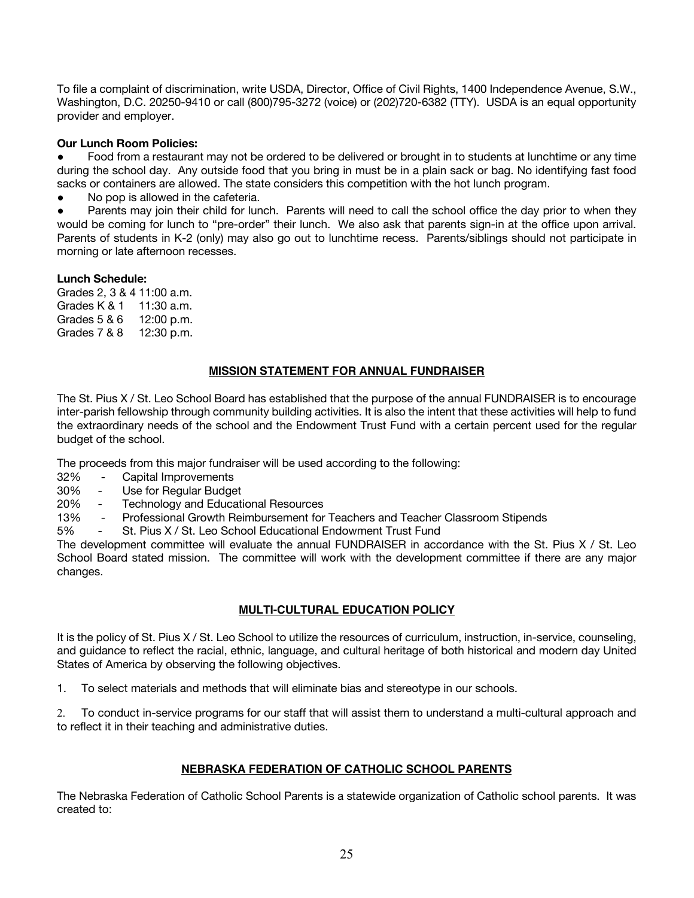To file a complaint of discrimination, write USDA, Director, Office of Civil Rights, 1400 Independence Avenue, S.W., Washington, D.C. 20250-9410 or call (800)795-3272 (voice) or (202)720-6382 (TTY). USDA is an equal opportunity provider and employer.

**Our Lunch Room Policies:**

- Food from a restaurant may not be ordered to be delivered or brought in to students at lunchtime or any time during the school day. Any outside food that you bring in must be in a plain sack or bag. No identifying fast food sacks or containers are allowed. The state considers this competition with the hot lunch program.
- No pop is allowed in the cafeteria.
- Parents may join their child for lunch. Parents will need to call the school office the day prior to when they would be coming for lunch to "pre-order" their lunch. We also ask that parents sign-in at the office upon arrival. Parents of students in K-2 (only) may also go out to lunchtime recess. Parents/siblings should not participate in morning or late afternoon recesses.

**Lunch Schedule:**

Grades 2, 3 & 4 11:00 a.m.
Grades K & 1 11:30 a.m.
Grades 5 & 6 12:00 p.m.
Grades 7 & 8 12:30 p.m.

## MISSION STATEMENT FOR ANNUAL FUNDRAISER

The St. Pius X / St. Leo School Board has established that the purpose of the annual FUNDRAISER is to encourage inter-parish fellowship through community building activities. It is also the intent that these activities will help to fund the extraordinary needs of the school and the Endowment Trust Fund with a certain percent used for the regular budget of the school.

The proceeds from this major fundraiser will be used according to the following:

32% - Capital Improvements
30% - Use for Regular Budget
20% - Technology and Educational Resources
13% - Professional Growth Reimbursement for Teachers and Teacher Classroom Stipends
5% - St. Pius X / St. Leo School Educational Endowment Trust Fund

The development committee will evaluate the annual FUNDRAISER in accordance with the St. Pius X / St. Leo School Board stated mission. The committee will work with the development committee if there are any major changes.

## MULTI-CULTURAL EDUCATION POLICY

It is the policy of St. Pius X / St. Leo School to utilize the resources of curriculum, instruction, in-service, counseling, and guidance to reflect the racial, ethnic, language, and cultural heritage of both historical and modern day United States of America by observing the following objectives.

1. To select materials and methods that will eliminate bias and stereotype in our schools.

2. To conduct in-service programs for our staff that will assist them to understand a multi-cultural approach and to reflect it in their teaching and administrative duties.

## NEBRASKA FEDERATION OF CATHOLIC SCHOOL PARENTS

The Nebraska Federation of Catholic School Parents is a statewide organization of Catholic school parents. It was created to: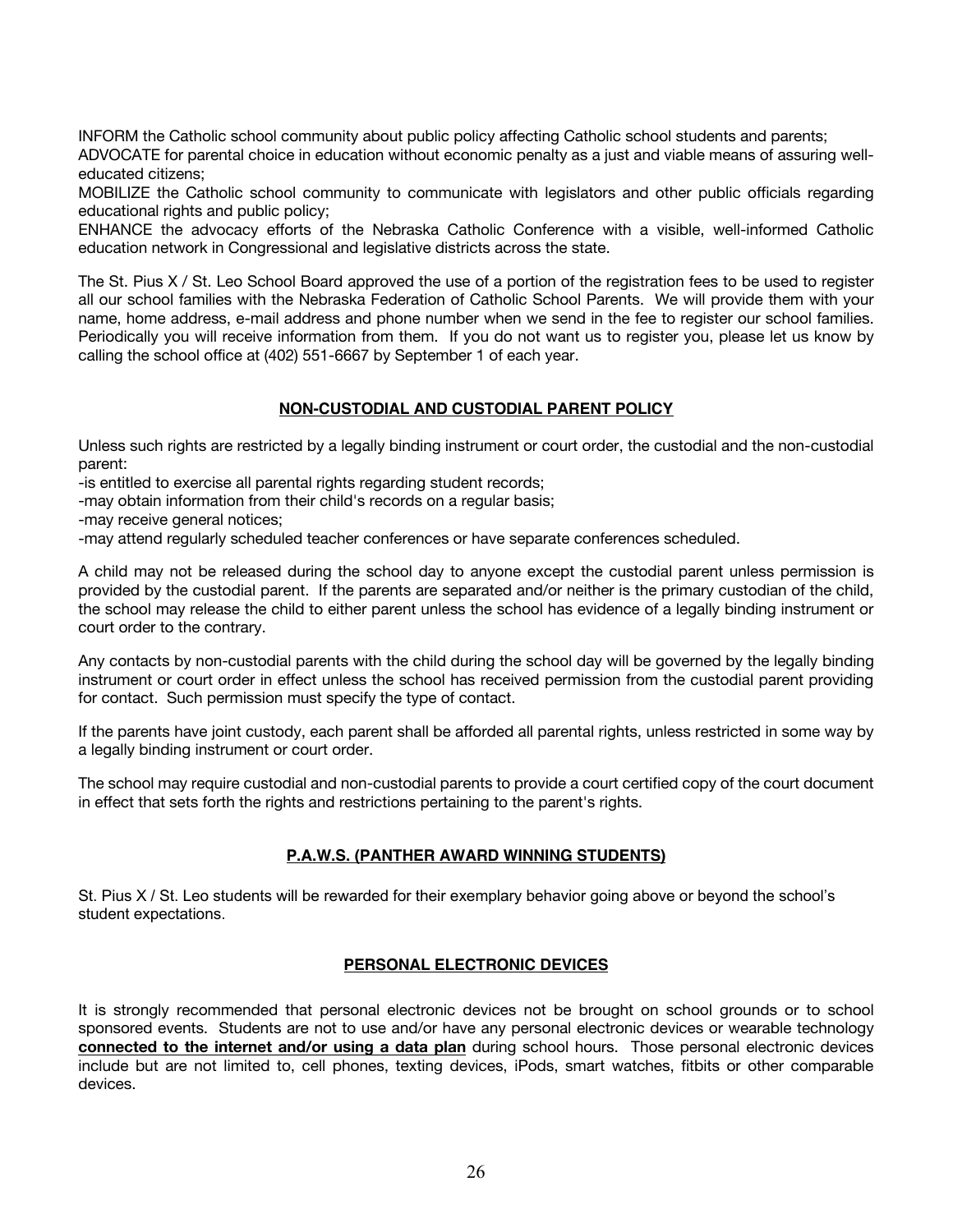INFORM the Catholic school community about public policy affecting Catholic school students and parents;
ADVOCATE for parental choice in education without economic penalty as a just and viable means of assuring well-educated citizens;
MOBILIZE the Catholic school community to communicate with legislators and other public officials regarding educational rights and public policy;
ENHANCE the advocacy efforts of the Nebraska Catholic Conference with a visible, well-informed Catholic education network in Congressional and legislative districts across the state.

The St. Pius X / St. Leo School Board approved the use of a portion of the registration fees to be used to register all our school families with the Nebraska Federation of Catholic School Parents. We will provide them with your name, home address, e-mail address and phone number when we send in the fee to register our school families. Periodically you will receive information from them. If you do not want us to register you, please let us know by calling the school office at (402) 551-6667 by September 1 of each year.

## NON-CUSTODIAL AND CUSTODIAL PARENT POLICY

Unless such rights are restricted by a legally binding instrument or court order, the custodial and the non-custodial parent:
-is entitled to exercise all parental rights regarding student records;
-may obtain information from their child's records on a regular basis;
-may receive general notices;
-may attend regularly scheduled teacher conferences or have separate conferences scheduled.

A child may not be released during the school day to anyone except the custodial parent unless permission is provided by the custodial parent. If the parents are separated and/or neither is the primary custodian of the child, the school may release the child to either parent unless the school has evidence of a legally binding instrument or court order to the contrary.

Any contacts by non-custodial parents with the child during the school day will be governed by the legally binding instrument or court order in effect unless the school has received permission from the custodial parent providing for contact. Such permission must specify the type of contact.

If the parents have joint custody, each parent shall be afforded all parental rights, unless restricted in some way by a legally binding instrument or court order.

The school may require custodial and non-custodial parents to provide a court certified copy of the court document in effect that sets forth the rights and restrictions pertaining to the parent's rights.

## P.A.W.S. (PANTHER AWARD WINNING STUDENTS)

St. Pius X / St. Leo students will be rewarded for their exemplary behavior going above or beyond the school's student expectations.

## PERSONAL ELECTRONIC DEVICES

It is strongly recommended that personal electronic devices not be brought on school grounds or to school sponsored events. Students are not to use and/or have any personal electronic devices or wearable technology **connected to the internet and/or using a data plan** during school hours. Those personal electronic devices include but are not limited to, cell phones, texting devices, iPods, smart watches, fitbits or other comparable devices.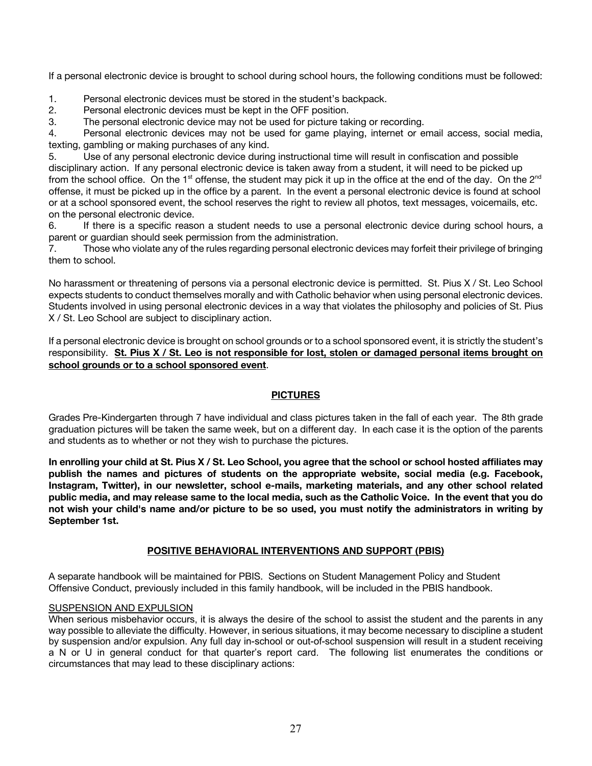If a personal electronic device is brought to school during school hours, the following conditions must be followed:

1. Personal electronic devices must be stored in the student's backpack.
2. Personal electronic devices must be kept in the OFF position.
3. The personal electronic device may not be used for picture taking or recording.
4. Personal electronic devices may not be used for game playing, internet or email access, social media, texting, gambling or making purchases of any kind.
5. Use of any personal electronic device during instructional time will result in confiscation and possible disciplinary action. If any personal electronic device is taken away from a student, it will need to be picked up from the school office. On the 1st offense, the student may pick it up in the office at the end of the day. On the 2nd offense, it must be picked up in the office by a parent. In the event a personal electronic device is found at school or at a school sponsored event, the school reserves the right to review all photos, text messages, voicemails, etc. on the personal electronic device.
6. If there is a specific reason a student needs to use a personal electronic device during school hours, a parent or guardian should seek permission from the administration.
7. Those who violate any of the rules regarding personal electronic devices may forfeit their privilege of bringing them to school.

No harassment or threatening of persons via a personal electronic device is permitted. St. Pius X / St. Leo School expects students to conduct themselves morally and with Catholic behavior when using personal electronic devices. Students involved in using personal electronic devices in a way that violates the philosophy and policies of St. Pius X / St. Leo School are subject to disciplinary action.

If a personal electronic device is brought on school grounds or to a school sponsored event, it is strictly the student's responsibility. **St. Pius X / St. Leo is not responsible for lost, stolen or damaged personal items brought on school grounds or to a school sponsored event**.

## PICTURES

Grades Pre-Kindergarten through 7 have individual and class pictures taken in the fall of each year. The 8th grade graduation pictures will be taken the same week, but on a different day. In each case it is the option of the parents and students as to whether or not they wish to purchase the pictures.

**In enrolling your child at St. Pius X / St. Leo School, you agree that the school or school hosted affiliates may publish the names and pictures of students on the appropriate website, social media (e.g. Facebook, Instagram, Twitter), in our newsletter, school e-mails, marketing materials, and any other school related public media, and may release same to the local media, such as the Catholic Voice. In the event that you do not wish your child's name and/or picture to be so used, you must notify the administrators in writing by September 1st.**

## POSITIVE BEHAVIORAL INTERVENTIONS AND SUPPORT (PBIS)

A separate handbook will be maintained for PBIS. Sections on Student Management Policy and Student Offensive Conduct, previously included in this family handbook, will be included in the PBIS handbook.

### SUSPENSION AND EXPULSION

When serious misbehavior occurs, it is always the desire of the school to assist the student and the parents in any way possible to alleviate the difficulty. However, in serious situations, it may become necessary to discipline a student by suspension and/or expulsion. Any full day in-school or out-of-school suspension will result in a student receiving a N or U in general conduct for that quarter's report card. The following list enumerates the conditions or circumstances that may lead to these disciplinary actions: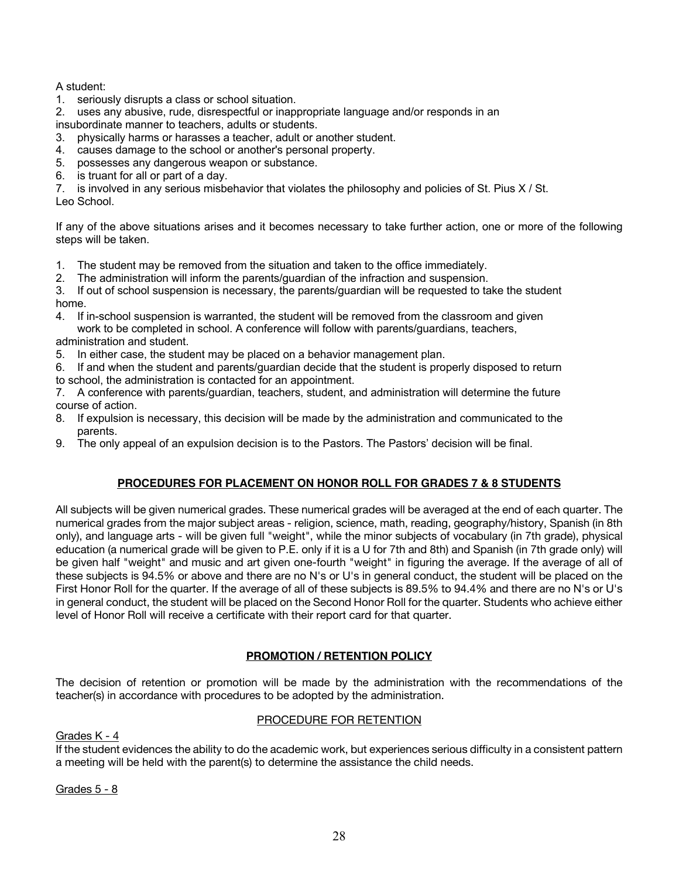A student:

1. seriously disrupts a class or school situation.
2. uses any abusive, rude, disrespectful or inappropriate language and/or responds in an insubordinate manner to teachers, adults or students.
3. physically harms or harasses a teacher, adult or another student.
4. causes damage to the school or another's personal property.
5. possesses any dangerous weapon or substance.
6. is truant for all or part of a day.
7. is involved in any serious misbehavior that violates the philosophy and policies of St. Pius X / St. Leo School.

If any of the above situations arises and it becomes necessary to take further action, one or more of the following steps will be taken.

1. The student may be removed from the situation and taken to the office immediately.
2. The administration will inform the parents/guardian of the infraction and suspension.
3. If out of school suspension is necessary, the parents/guardian will be requested to take the student home.
4. If in-school suspension is warranted, the student will be removed from the classroom and given work to be completed in school. A conference will follow with parents/guardians, teachers, administration and student.
5. In either case, the student may be placed on a behavior management plan.
6. If and when the student and parents/guardian decide that the student is properly disposed to return to school, the administration is contacted for an appointment.
7. A conference with parents/guardian, teachers, student, and administration will determine the future course of action.
8. If expulsion is necessary, this decision will be made by the administration and communicated to the parents.
9. The only appeal of an expulsion decision is to the Pastors. The Pastors' decision will be final.

## PROCEDURES FOR PLACEMENT ON HONOR ROLL FOR GRADES 7 & 8 STUDENTS

All subjects will be given numerical grades. These numerical grades will be averaged at the end of each quarter. The numerical grades from the major subject areas - religion, science, math, reading, geography/history, Spanish (in 8th only), and language arts - will be given full "weight", while the minor subjects of vocabulary (in 7th grade), physical education (a numerical grade will be given to P.E. only if it is a U for 7th and 8th) and Spanish (in 7th grade only) will be given half "weight" and music and art given one-fourth "weight" in figuring the average. If the average of all of these subjects is 94.5% or above and there are no N's or U's in general conduct, the student will be placed on the First Honor Roll for the quarter. If the average of all of these subjects is 89.5% to 94.4% and there are no N's or U's in general conduct, the student will be placed on the Second Honor Roll for the quarter. Students who achieve either level of Honor Roll will receive a certificate with their report card for that quarter.

## PROMOTION / RETENTION POLICY

The decision of retention or promotion will be made by the administration with the recommendations of the teacher(s) in accordance with procedures to be adopted by the administration.

### PROCEDURE FOR RETENTION

Grades K - 4

If the student evidences the ability to do the academic work, but experiences serious difficulty in a consistent pattern a meeting will be held with the parent(s) to determine the assistance the child needs.

Grades 5 - 8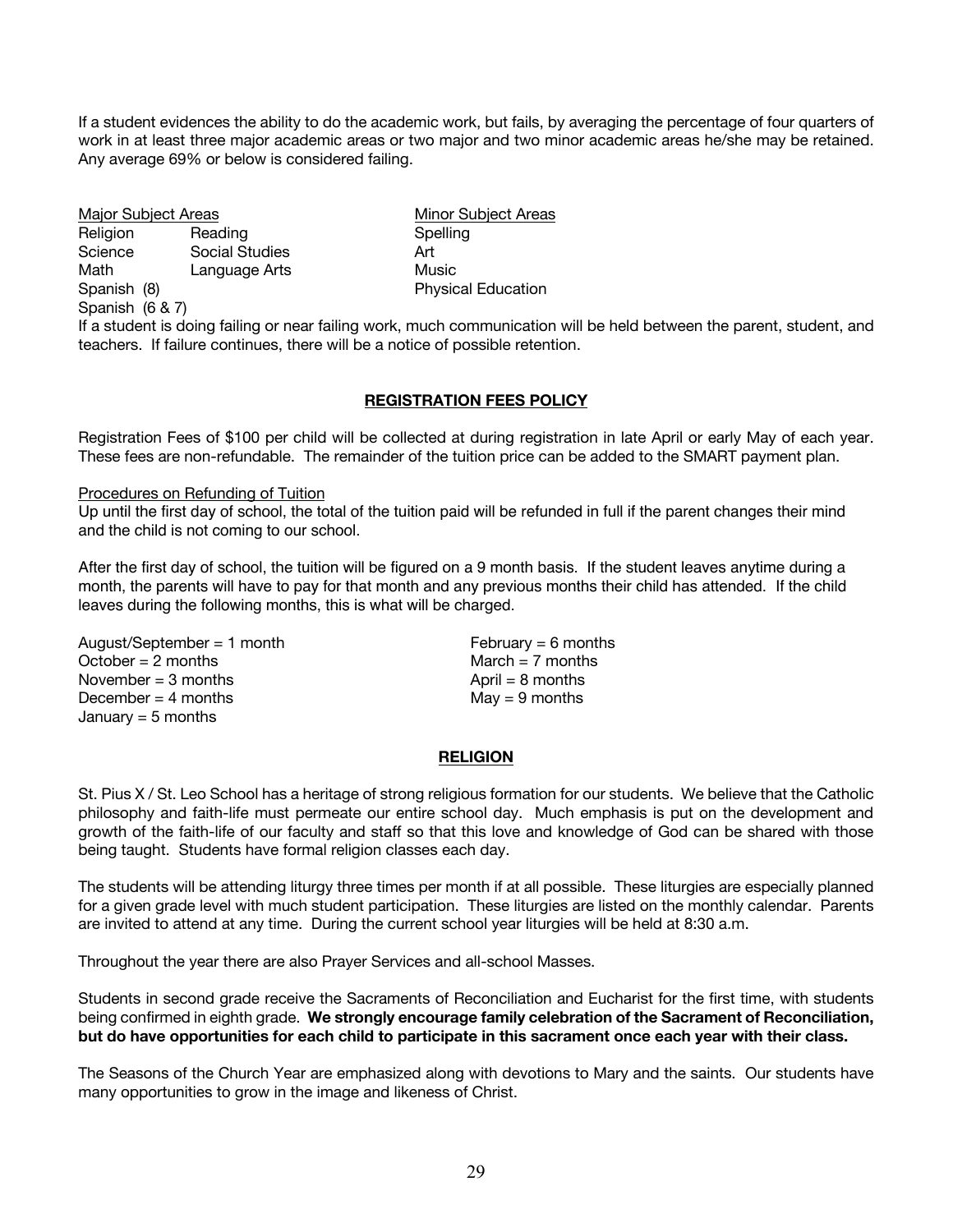If a student evidences the ability to do the academic work, but fails, by averaging the percentage of four quarters of work in at least three major academic areas or two major and two minor academic areas he/she may be retained. Any average 69% or below is considered failing.

| Major Subject Areas | | Minor Subject Areas |
|---|---|---|
| Religion | Reading | Spelling |
| Science | Social Studies | Art |
| Math | Language Arts | Music |
| Spanish (8) | | Physical Education |
| Spanish (6 & 7) | | |

If a student is doing failing or near failing work, much communication will be held between the parent, student, and teachers. If failure continues, there will be a notice of possible retention.

## REGISTRATION FEES POLICY

Registration Fees of $100 per child will be collected at during registration in late April or early May of each year. These fees are non-refundable. The remainder of the tuition price can be added to the SMART payment plan.

Procedures on Refunding of Tuition

Up until the first day of school, the total of the tuition paid will be refunded in full if the parent changes their mind and the child is not coming to our school.

After the first day of school, the tuition will be figured on a 9 month basis. If the student leaves anytime during a month, the parents will have to pay for that month and any previous months their child has attended. If the child leaves during the following months, this is what will be charged.

August/September = 1 month
October = 2 months
November = 3 months
December = 4 months
January = 5 months
February = 6 months
March = 7 months
April = 8 months
May = 9 months

## RELIGION

St. Pius X / St. Leo School has a heritage of strong religious formation for our students. We believe that the Catholic philosophy and faith-life must permeate our entire school day. Much emphasis is put on the development and growth of the faith-life of our faculty and staff so that this love and knowledge of God can be shared with those being taught. Students have formal religion classes each day.

The students will be attending liturgy three times per month if at all possible. These liturgies are especially planned for a given grade level with much student participation. These liturgies are listed on the monthly calendar. Parents are invited to attend at any time. During the current school year liturgies will be held at 8:30 a.m.

Throughout the year there are also Prayer Services and all-school Masses.

Students in second grade receive the Sacraments of Reconciliation and Eucharist for the first time, with students being confirmed in eighth grade. **We strongly encourage family celebration of the Sacrament of Reconciliation, but do have opportunities for each child to participate in this sacrament once each year with their class.**

The Seasons of the Church Year are emphasized along with devotions to Mary and the saints. Our students have many opportunities to grow in the image and likeness of Christ.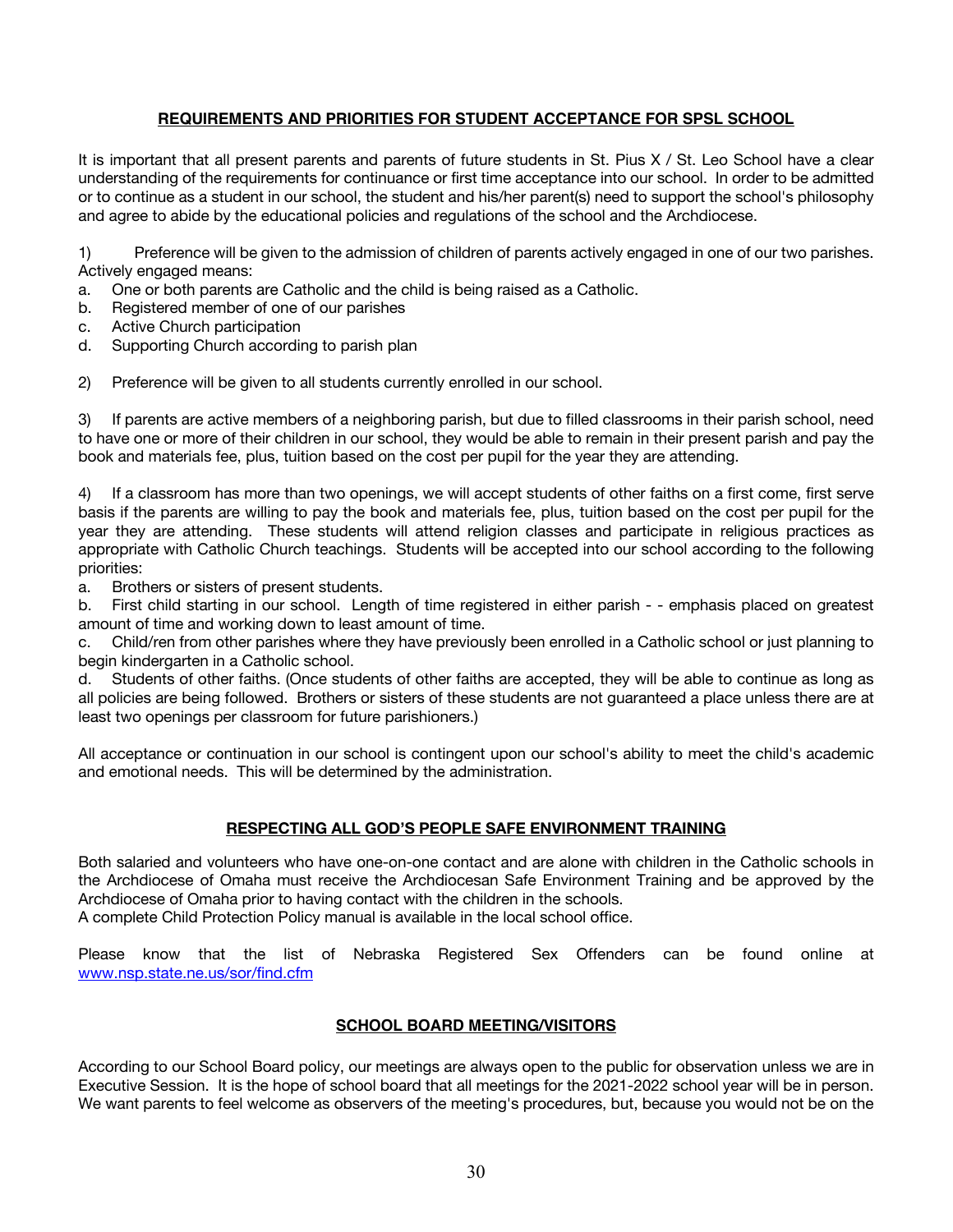## REQUIREMENTS AND PRIORITIES FOR STUDENT ACCEPTANCE FOR SPSL SCHOOL

It is important that all present parents and parents of future students in St. Pius X / St. Leo School have a clear understanding of the requirements for continuance or first time acceptance into our school. In order to be admitted or to continue as a student in our school, the student and his/her parent(s) need to support the school's philosophy and agree to abide by the educational policies and regulations of the school and the Archdiocese.

1) Preference will be given to the admission of children of parents actively engaged in one of our two parishes. Actively engaged means:

a. One or both parents are Catholic and the child is being raised as a Catholic.
b. Registered member of one of our parishes
c. Active Church participation
d. Supporting Church according to parish plan

2) Preference will be given to all students currently enrolled in our school.

3) If parents are active members of a neighboring parish, but due to filled classrooms in their parish school, need to have one or more of their children in our school, they would be able to remain in their present parish and pay the book and materials fee, plus, tuition based on the cost per pupil for the year they are attending.

4) If a classroom has more than two openings, we will accept students of other faiths on a first come, first serve basis if the parents are willing to pay the book and materials fee, plus, tuition based on the cost per pupil for the year they are attending. These students will attend religion classes and participate in religious practices as appropriate with Catholic Church teachings. Students will be accepted into our school according to the following priorities:

a. Brothers or sisters of present students.
b. First child starting in our school. Length of time registered in either parish - - emphasis placed on greatest amount of time and working down to least amount of time.
c. Child/ren from other parishes where they have previously been enrolled in a Catholic school or just planning to begin kindergarten in a Catholic school.
d. Students of other faiths. (Once students of other faiths are accepted, they will be able to continue as long as all policies are being followed. Brothers or sisters of these students are not guaranteed a place unless there are at least two openings per classroom for future parishioners.)

All acceptance or continuation in our school is contingent upon our school's ability to meet the child's academic and emotional needs. This will be determined by the administration.

## RESPECTING ALL GOD'S PEOPLE SAFE ENVIRONMENT TRAINING

Both salaried and volunteers who have one-on-one contact and are alone with children in the Catholic schools in the Archdiocese of Omaha must receive the Archdiocesan Safe Environment Training and be approved by the Archdiocese of Omaha prior to having contact with the children in the schools.
A complete Child Protection Policy manual is available in the local school office.

Please know that the list of Nebraska Registered Sex Offenders can be found online at [www.nsp.state.ne.us/sor/find.cfm](www.nsp.state.ne.us/sor/find.cfm)

## SCHOOL BOARD MEETING/VISITORS

According to our School Board policy, our meetings are always open to the public for observation unless we are in Executive Session. It is the hope of school board that all meetings for the 2021-2022 school year will be in person. We want parents to feel welcome as observers of the meeting's procedures, but, because you would not be on the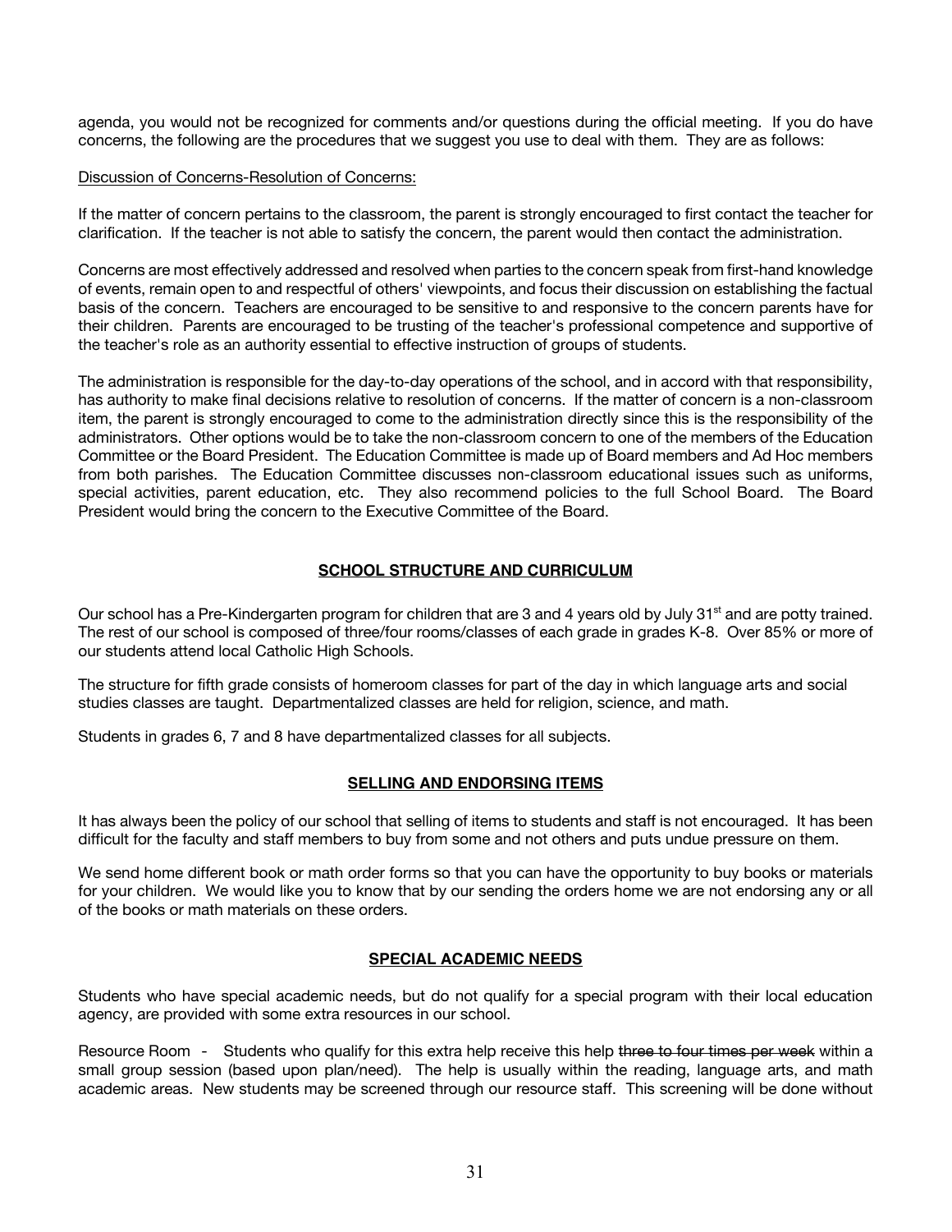agenda, you would not be recognized for comments and/or questions during the official meeting. If you do have concerns, the following are the procedures that we suggest you use to deal with them. They are as follows:

Discussion of Concerns-Resolution of Concerns:

If the matter of concern pertains to the classroom, the parent is strongly encouraged to first contact the teacher for clarification. If the teacher is not able to satisfy the concern, the parent would then contact the administration.

Concerns are most effectively addressed and resolved when parties to the concern speak from first-hand knowledge of events, remain open to and respectful of others' viewpoints, and focus their discussion on establishing the factual basis of the concern. Teachers are encouraged to be sensitive to and responsive to the concern parents have for their children. Parents are encouraged to be trusting of the teacher's professional competence and supportive of the teacher's role as an authority essential to effective instruction of groups of students.

The administration is responsible for the day-to-day operations of the school, and in accord with that responsibility, has authority to make final decisions relative to resolution of concerns. If the matter of concern is a non-classroom item, the parent is strongly encouraged to come to the administration directly since this is the responsibility of the administrators. Other options would be to take the non-classroom concern to one of the members of the Education Committee or the Board President. The Education Committee is made up of Board members and Ad Hoc members from both parishes. The Education Committee discusses non-classroom educational issues such as uniforms, special activities, parent education, etc. They also recommend policies to the full School Board. The Board President would bring the concern to the Executive Committee of the Board.

## SCHOOL STRUCTURE AND CURRICULUM

Our school has a Pre-Kindergarten program for children that are 3 and 4 years old by July 31st and are potty trained. The rest of our school is composed of three/four rooms/classes of each grade in grades K-8. Over 85% or more of our students attend local Catholic High Schools.

The structure for fifth grade consists of homeroom classes for part of the day in which language arts and social studies classes are taught. Departmentalized classes are held for religion, science, and math.

Students in grades 6, 7 and 8 have departmentalized classes for all subjects.

## SELLING AND ENDORSING ITEMS

It has always been the policy of our school that selling of items to students and staff is not encouraged. It has been difficult for the faculty and staff members to buy from some and not others and puts undue pressure on them.

We send home different book or math order forms so that you can have the opportunity to buy books or materials for your children. We would like you to know that by our sending the orders home we are not endorsing any or all of the books or math materials on these orders.

## SPECIAL ACADEMIC NEEDS

Students who have special academic needs, but do not qualify for a special program with their local education agency, are provided with some extra resources in our school.

Resource Room - Students who qualify for this extra help receive this help ~~three to four times per week~~ within a small group session (based upon plan/need). The help is usually within the reading, language arts, and math academic areas. New students may be screened through our resource staff. This screening will be done without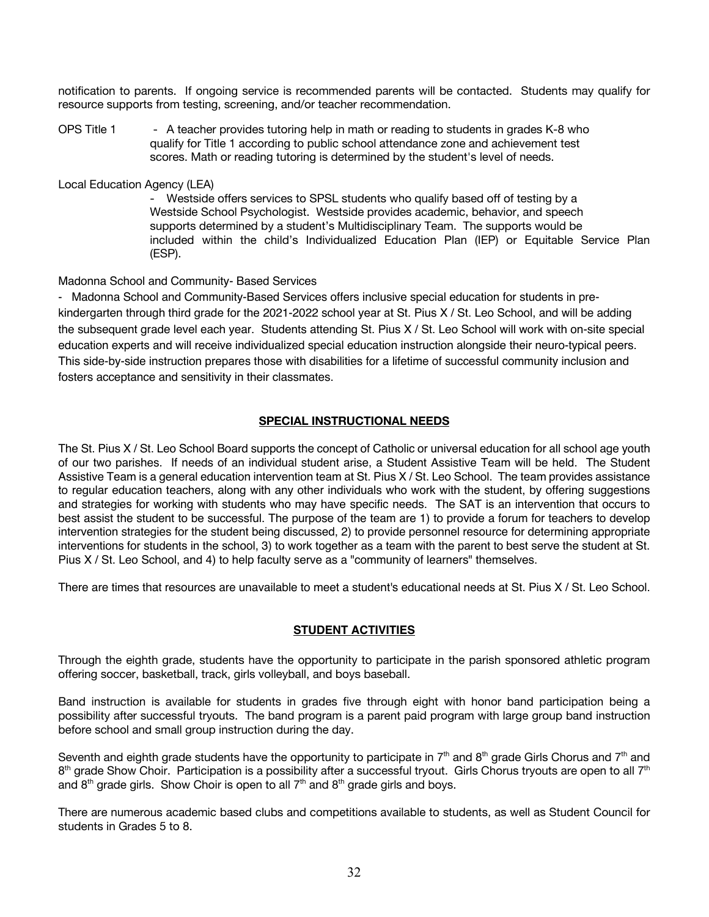notification to parents. If ongoing service is recommended parents will be contacted. Students may qualify for resource supports from testing, screening, and/or teacher recommendation.

OPS Title 1 - A teacher provides tutoring help in math or reading to students in grades K-8 who qualify for Title 1 according to public school attendance zone and achievement test scores. Math or reading tutoring is determined by the student's level of needs.

Local Education Agency (LEA)

- Westside offers services to SPSL students who qualify based off of testing by a Westside School Psychologist. Westside provides academic, behavior, and speech supports determined by a student's Multidisciplinary Team. The supports would be included within the child's Individualized Education Plan (IEP) or Equitable Service Plan (ESP).

Madonna School and Community- Based Services

- Madonna School and Community-Based Services offers inclusive special education for students in pre-kindergarten through third grade for the 2021-2022 school year at St. Pius X / St. Leo School, and will be adding the subsequent grade level each year. Students attending St. Pius X / St. Leo School will work with on-site special education experts and will receive individualized special education instruction alongside their neuro-typical peers. This side-by-side instruction prepares those with disabilities for a lifetime of successful community inclusion and fosters acceptance and sensitivity in their classmates.

## SPECIAL INSTRUCTIONAL NEEDS

The St. Pius X / St. Leo School Board supports the concept of Catholic or universal education for all school age youth of our two parishes. If needs of an individual student arise, a Student Assistive Team will be held. The Student Assistive Team is a general education intervention team at St. Pius X / St. Leo School. The team provides assistance to regular education teachers, along with any other individuals who work with the student, by offering suggestions and strategies for working with students who may have specific needs. The SAT is an intervention that occurs to best assist the student to be successful. The purpose of the team are 1) to provide a forum for teachers to develop intervention strategies for the student being discussed, 2) to provide personnel resource for determining appropriate interventions for students in the school, 3) to work together as a team with the parent to best serve the student at St. Pius X / St. Leo School, and 4) to help faculty serve as a "community of learners" themselves.

There are times that resources are unavailable to meet a student's educational needs at St. Pius X / St. Leo School.

## STUDENT ACTIVITIES

Through the eighth grade, students have the opportunity to participate in the parish sponsored athletic program offering soccer, basketball, track, girls volleyball, and boys baseball.

Band instruction is available for students in grades five through eight with honor band participation being a possibility after successful tryouts. The band program is a parent paid program with large group band instruction before school and small group instruction during the day.

Seventh and eighth grade students have the opportunity to participate in 7th and 8th grade Girls Chorus and 7th and 8th grade Show Choir. Participation is a possibility after a successful tryout. Girls Chorus tryouts are open to all 7th and 8th grade girls. Show Choir is open to all 7th and 8th grade girls and boys.

There are numerous academic based clubs and competitions available to students, as well as Student Council for students in Grades 5 to 8.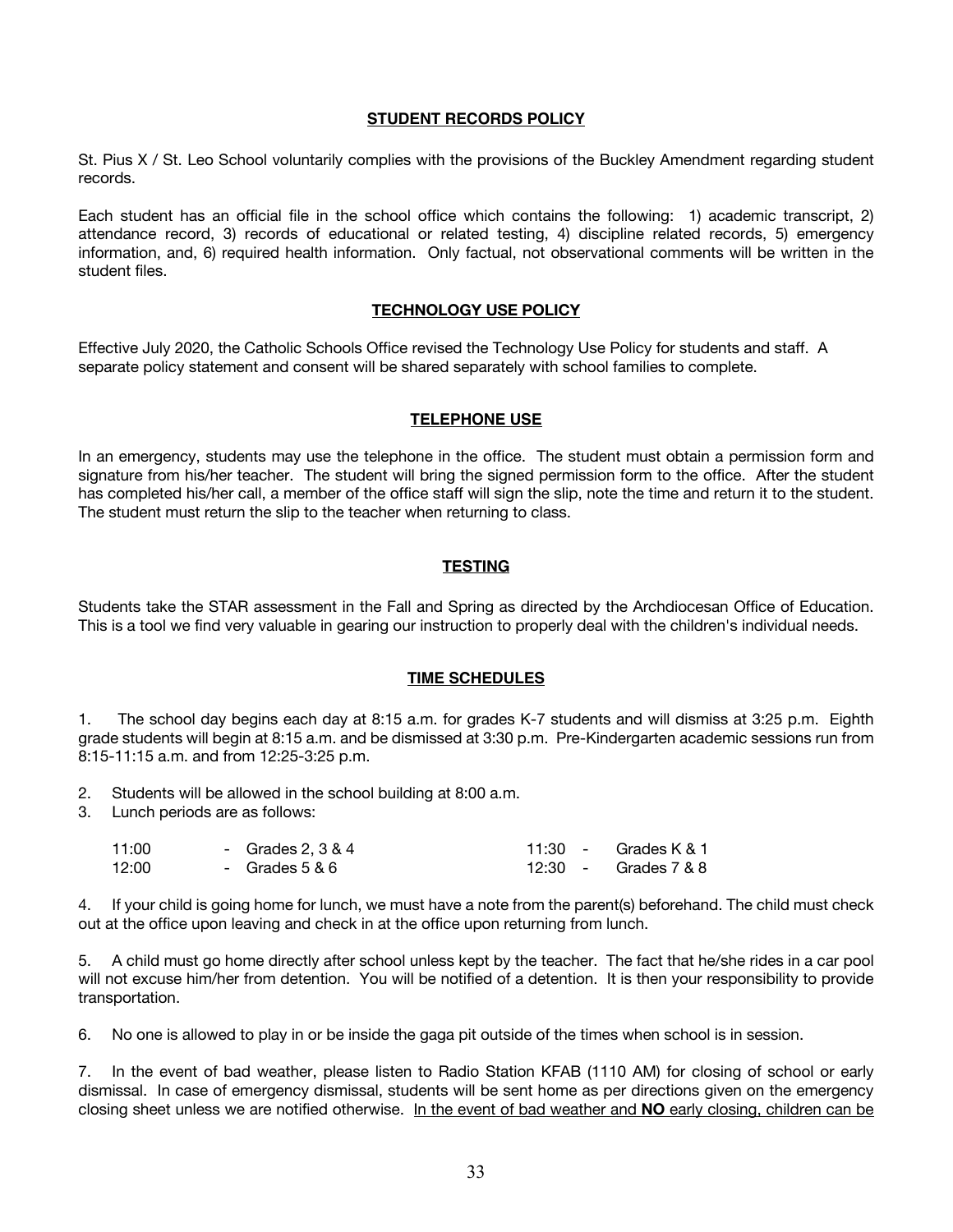## STUDENT RECORDS POLICY

St. Pius X / St. Leo School voluntarily complies with the provisions of the Buckley Amendment regarding student records.

Each student has an official file in the school office which contains the following: 1) academic transcript, 2) attendance record, 3) records of educational or related testing, 4) discipline related records, 5) emergency information, and, 6) required health information. Only factual, not observational comments will be written in the student files.

## TECHNOLOGY USE POLICY

Effective July 2020, the Catholic Schools Office revised the Technology Use Policy for students and staff. A separate policy statement and consent will be shared separately with school families to complete.

## TELEPHONE USE

In an emergency, students may use the telephone in the office. The student must obtain a permission form and signature from his/her teacher. The student will bring the signed permission form to the office. After the student has completed his/her call, a member of the office staff will sign the slip, note the time and return it to the student. The student must return the slip to the teacher when returning to class.

## TESTING

Students take the STAR assessment in the Fall and Spring as directed by the Archdiocesan Office of Education. This is a tool we find very valuable in gearing our instruction to properly deal with the children's individual needs.

## TIME SCHEDULES

1. The school day begins each day at 8:15 a.m. for grades K-7 students and will dismiss at 3:25 p.m. Eighth grade students will begin at 8:15 a.m. and be dismissed at 3:30 p.m. Pre-Kindergarten academic sessions run from 8:15-11:15 a.m. and from 12:25-3:25 p.m.

2. Students will be allowed in the school building at 8:00 a.m.
3. Lunch periods are as follows:

| | | | |
|---|---|---|---|
| 11:00 | - Grades 2, 3 & 4 | 11:30 - | Grades K & 1 |
| 12:00 | - Grades 5 & 6 | 12:30 - | Grades 7 & 8 |

4. If your child is going home for lunch, we must have a note from the parent(s) beforehand. The child must check out at the office upon leaving and check in at the office upon returning from lunch.

5. A child must go home directly after school unless kept by the teacher. The fact that he/she rides in a car pool will not excuse him/her from detention. You will be notified of a detention. It is then your responsibility to provide transportation.

6. No one is allowed to play in or be inside the gaga pit outside of the times when school is in session.

7. In the event of bad weather, please listen to Radio Station KFAB (1110 AM) for closing of school or early dismissal. In case of emergency dismissal, students will be sent home as per directions given on the emergency closing sheet unless we are notified otherwise. <u>In the event of bad weather and **NO** early closing, children can be</u>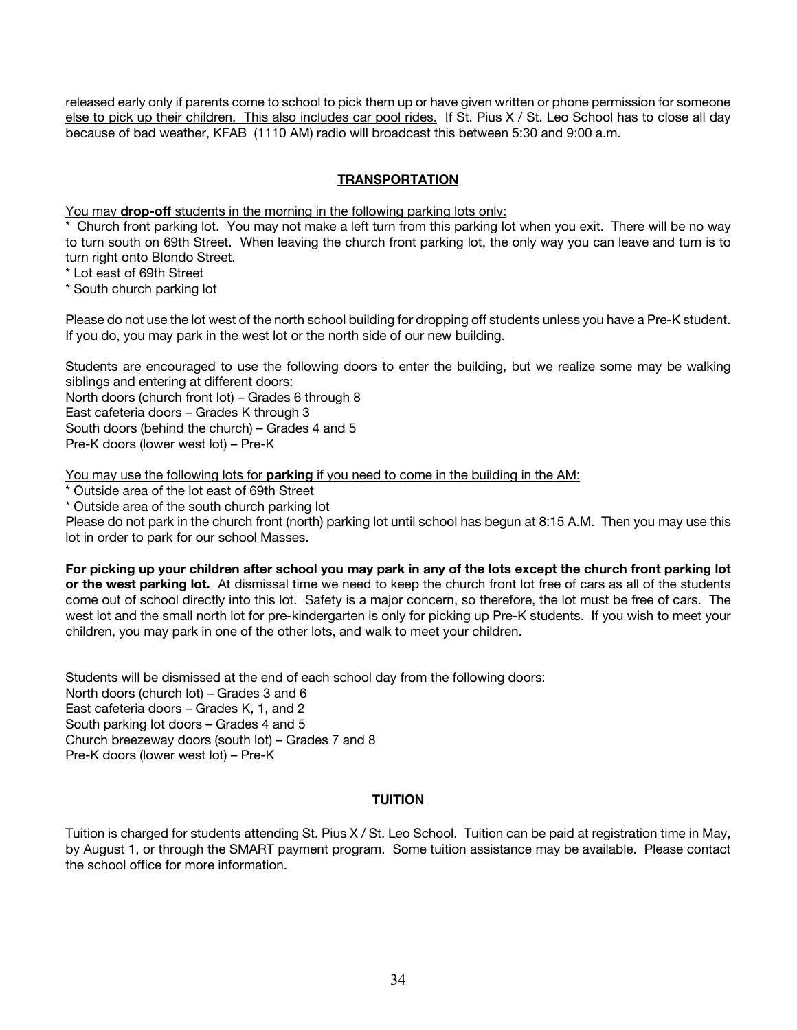released early only if parents come to school to pick them up or have given written or phone permission for someone else to pick up their children. This also includes car pool rides. If St. Pius X / St. Leo School has to close all day because of bad weather, KFAB (1110 AM) radio will broadcast this between 5:30 and 9:00 a.m.

## TRANSPORTATION

You may **drop-off** students in the morning in the following parking lots only:

* Church front parking lot. You may not make a left turn from this parking lot when you exit. There will be no way to turn south on 69th Street. When leaving the church front parking lot, the only way you can leave and turn is to turn right onto Blondo Street.
* Lot east of 69th Street
* South church parking lot

Please do not use the lot west of the north school building for dropping off students unless you have a Pre-K student. If you do, you may park in the west lot or the north side of our new building.

Students are encouraged to use the following doors to enter the building, but we realize some may be walking siblings and entering at different doors:
North doors (church front lot) – Grades 6 through 8
East cafeteria doors – Grades K through 3
South doors (behind the church) – Grades 4 and 5
Pre-K doors (lower west lot) – Pre-K

You may use the following lots for **parking** if you need to come in the building in the AM:

* Outside area of the lot east of 69th Street
* Outside area of the south church parking lot

Please do not park in the church front (north) parking lot until school has begun at 8:15 A.M. Then you may use this lot in order to park for our school Masses.

**For picking up your children after school you may park in any of the lots except the church front parking lot or the west parking lot.** At dismissal time we need to keep the church front lot free of cars as all of the students come out of school directly into this lot. Safety is a major concern, so therefore, the lot must be free of cars. The west lot and the small north lot for pre-kindergarten is only for picking up Pre-K students. If you wish to meet your children, you may park in one of the other lots, and walk to meet your children.

Students will be dismissed at the end of each school day from the following doors:
North doors (church lot) – Grades 3 and 6
East cafeteria doors – Grades K, 1, and 2
South parking lot doors – Grades 4 and 5
Church breezeway doors (south lot) – Grades 7 and 8
Pre-K doors (lower west lot) – Pre-K

## TUITION

Tuition is charged for students attending St. Pius X / St. Leo School. Tuition can be paid at registration time in May, by August 1, or through the SMART payment program. Some tuition assistance may be available. Please contact the school office for more information.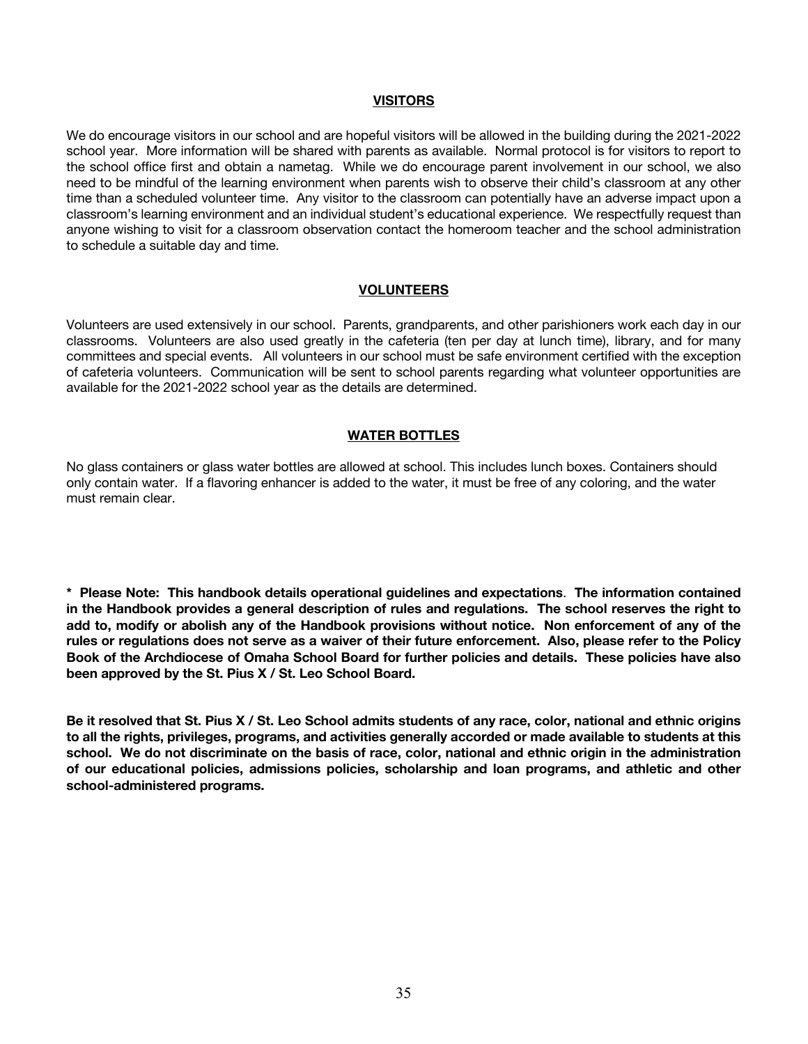## VISITORS

We do encourage visitors in our school and are hopeful visitors will be allowed in the building during the 2021-2022 school year. More information will be shared with parents as available. Normal protocol is for visitors to report to the school office first and obtain a nametag. While we do encourage parent involvement in our school, we also need to be mindful of the learning environment when parents wish to observe their child's classroom at any other time than a scheduled volunteer time. Any visitor to the classroom can potentially have an adverse impact upon a classroom's learning environment and an individual student's educational experience. We respectfully request than anyone wishing to visit for a classroom observation contact the homeroom teacher and the school administration to schedule a suitable day and time.

## VOLUNTEERS

Volunteers are used extensively in our school. Parents, grandparents, and other parishioners work each day in our classrooms. Volunteers are also used greatly in the cafeteria (ten per day at lunch time), library, and for many committees and special events. All volunteers in our school must be safe environment certified with the exception of cafeteria volunteers. Communication will be sent to school parents regarding what volunteer opportunities are available for the 2021-2022 school year as the details are determined.

## WATER BOTTLES

No glass containers or glass water bottles are allowed at school. This includes lunch boxes. Containers should only contain water. If a flavoring enhancer is added to the water, it must be free of any coloring, and the water must remain clear.

**\* Please Note: This handbook details operational guidelines and expectations. The information contained in the Handbook provides a general description of rules and regulations. The school reserves the right to add to, modify or abolish any of the Handbook provisions without notice. Non enforcement of any of the rules or regulations does not serve as a waiver of their future enforcement. Also, please refer to the Policy Book of the Archdiocese of Omaha School Board for further policies and details. These policies have also been approved by the St. Pius X / St. Leo School Board.**

**Be it resolved that St. Pius X / St. Leo School admits students of any race, color, national and ethnic origins to all the rights, privileges, programs, and activities generally accorded or made available to students at this school. We do not discriminate on the basis of race, color, national and ethnic origin in the administration of our educational policies, admissions policies, scholarship and loan programs, and athletic and other school-administered programs.**